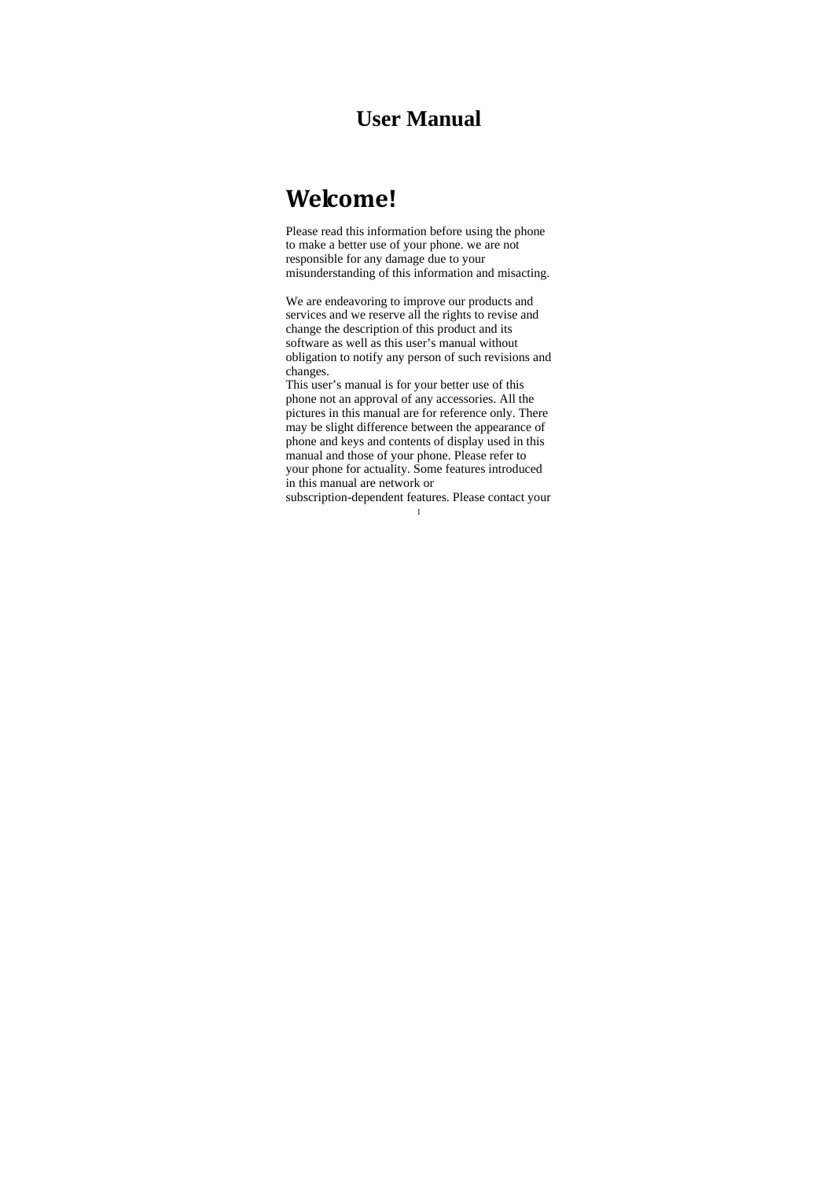# User Manual

## Welcome!

Please read this information before using the phone to make a better use of your phone. we are not responsible for any damage due to your misunderstanding of this information and misacting.

We are endeavoring to improve our products and services and we reserve all the rights to revise and change the description of this product and its software as well as this user's manual without obligation to notify any person of such revisions and changes.
This user's manual is for your better use of this phone not an approval of any accessories. All the pictures in this manual are for reference only. There may be slight difference between the appearance of phone and keys and contents of display used in this manual and those of your phone. Please refer to your phone for actuality. Some features introduced in this manual are network or subscription-dependent features. Please contact your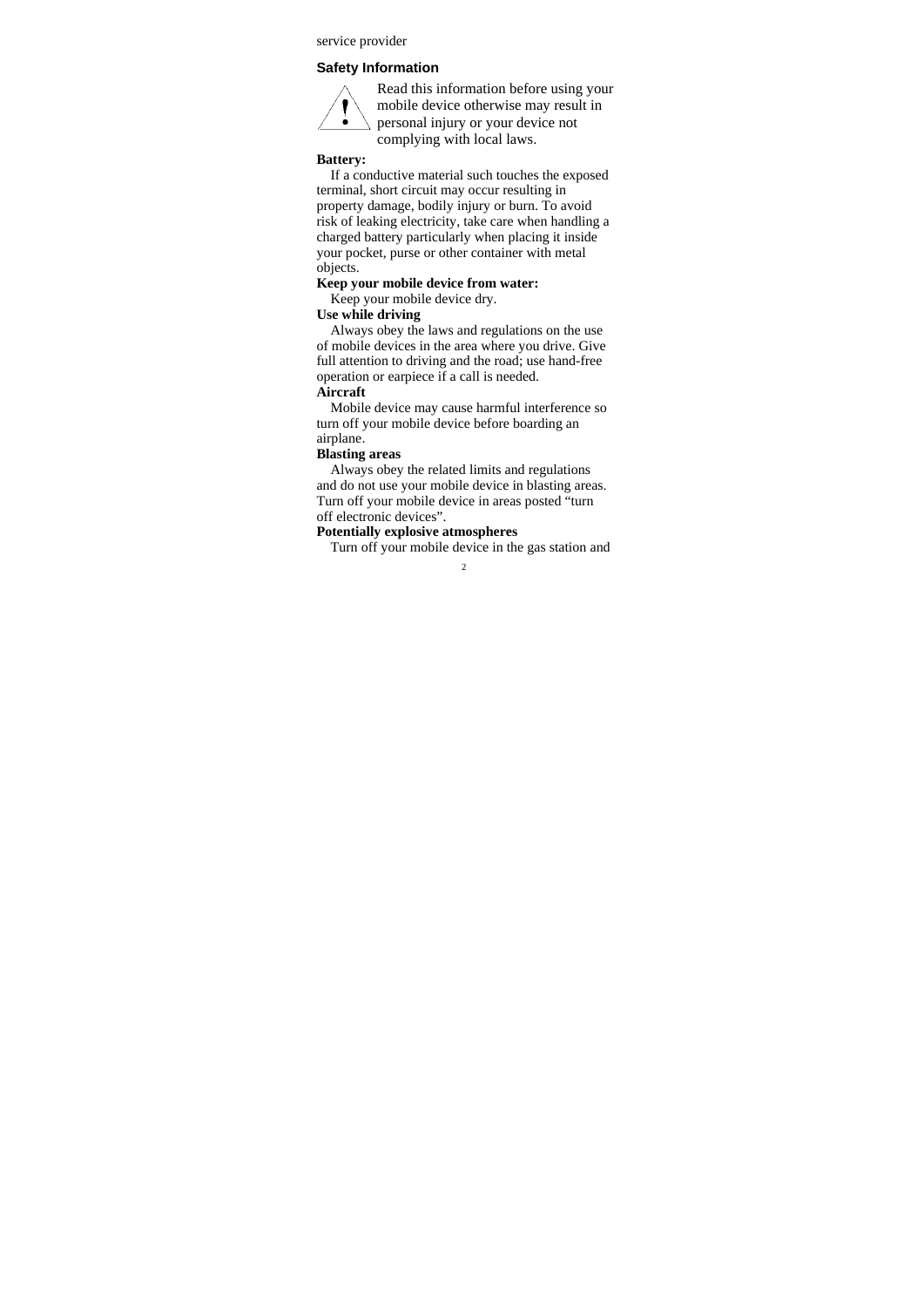service provider

## Safety Information

Read this information before using your mobile device otherwise may result in personal injury or your device not complying with local laws.

**Battery:**

If a conductive material such touches the exposed terminal, short circuit may occur resulting in property damage, bodily injury or burn. To avoid risk of leaking electricity, take care when handling a charged battery particularly when placing it inside your pocket, purse or other container with metal objects.

**Keep your mobile device from water:**

Keep your mobile device dry.

**Use while driving**

Always obey the laws and regulations on the use of mobile devices in the area where you drive. Give full attention to driving and the road; use hand-free operation or earpiece if a call is needed.

**Aircraft**

Mobile device may cause harmful interference so turn off your mobile device before boarding an airplane.

**Blasting areas**

Always obey the related limits and regulations and do not use your mobile device in blasting areas. Turn off your mobile device in areas posted "turn off electronic devices".

**Potentially explosive atmospheres**

Turn off your mobile device in the gas station and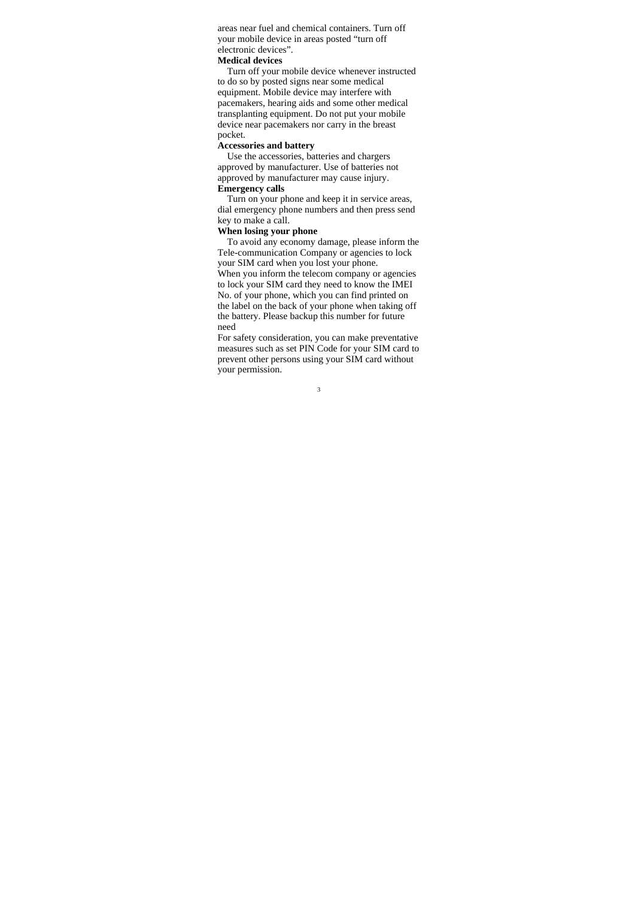areas near fuel and chemical containers. Turn off your mobile device in areas posted "turn off electronic devices".

**Medical devices**

Turn off your mobile device whenever instructed to do so by posted signs near some medical equipment. Mobile device may interfere with pacemakers, hearing aids and some other medical transplanting equipment. Do not put your mobile device near pacemakers nor carry in the breast pocket.

**Accessories and battery**

Use the accessories, batteries and chargers approved by manufacturer. Use of batteries not approved by manufacturer may cause injury.

**Emergency calls**

Turn on your phone and keep it in service areas, dial emergency phone numbers and then press send key to make a call.

**When losing your phone**

To avoid any economy damage, please inform the Tele-communication Company or agencies to lock your SIM card when you lost your phone.

When you inform the telecom company or agencies to lock your SIM card they need to know the IMEI No. of your phone, which you can find printed on the label on the back of your phone when taking off the battery. Please backup this number for future need

For safety consideration, you can make preventative measures such as set PIN Code for your SIM card to prevent other persons using your SIM card without your permission.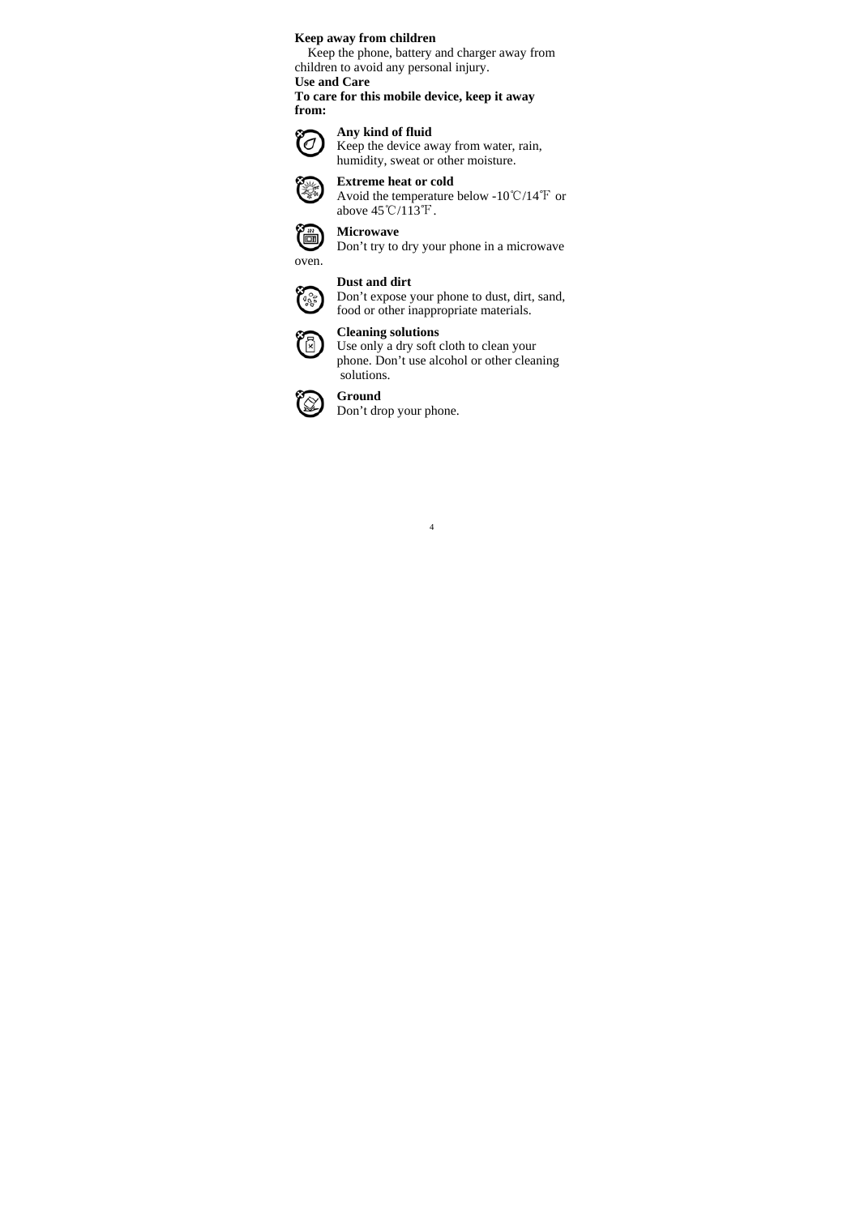**Keep away from children**

Keep the phone, battery and charger away from children to avoid any personal injury.

**Use and Care**

**To care for this mobile device, keep it away from:**

**Any kind of fluid**

Keep the device away from water, rain, humidity, sweat or other moisture.

**Extreme heat or cold**

Avoid the temperature below -10℃/14℉ or above 45℃/113℉.

**Microwave**

Don't try to dry your phone in a microwave oven.

**Dust and dirt**

Don't expose your phone to dust, dirt, sand, food or other inappropriate materials.

**Cleaning solutions**

Use only a dry soft cloth to clean your phone. Don't use alcohol or other cleaning solutions.

**Ground**

Don't drop your phone.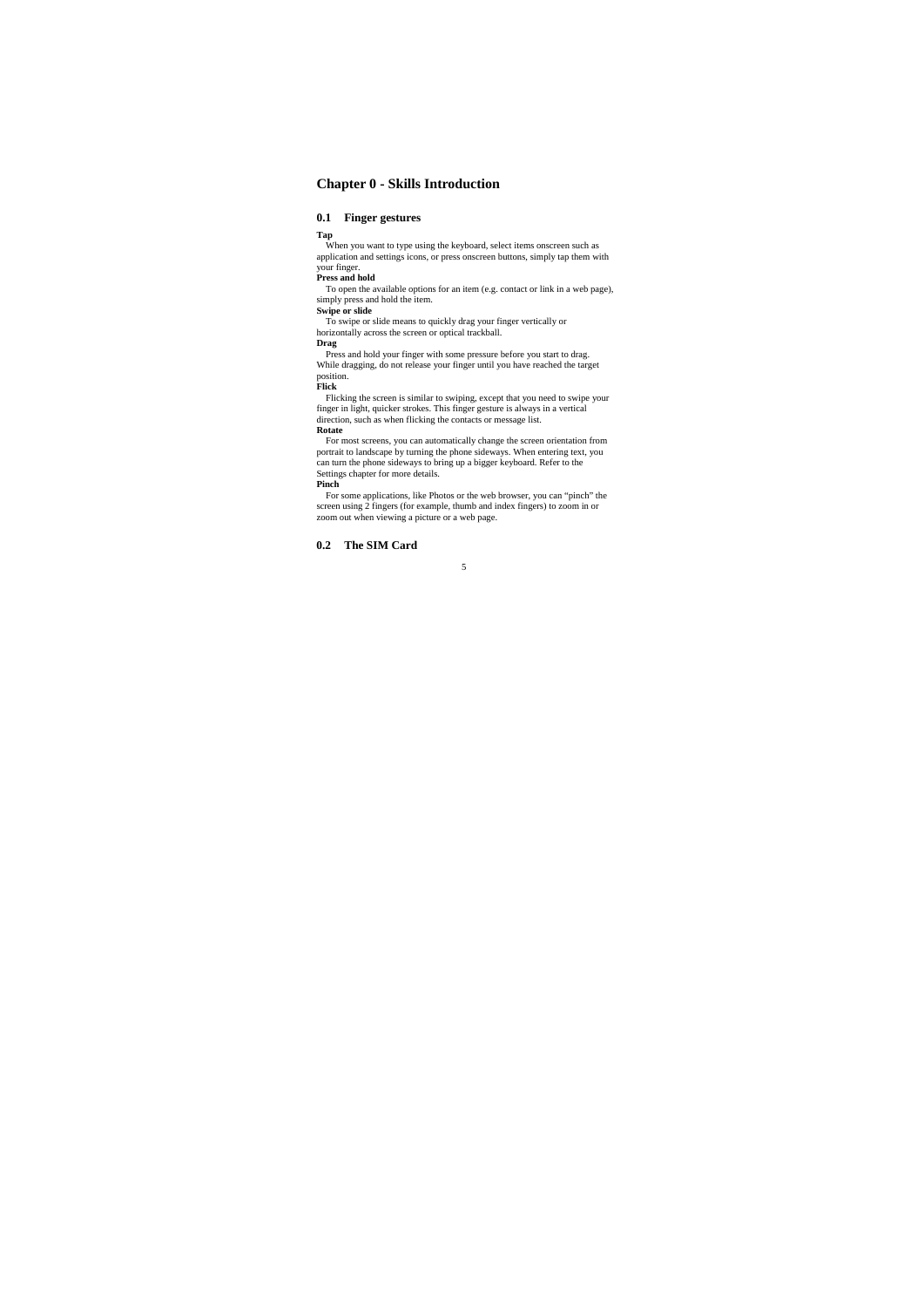# Chapter 0 - Skills Introduction

## 0.1 Finger gestures

**Tap**

When you want to type using the keyboard, select items onscreen such as application and settings icons, or press onscreen buttons, simply tap them with your finger.

**Press and hold**

To open the available options for an item (e.g. contact or link in a web page), simply press and hold the item.

**Swipe or slide**

To swipe or slide means to quickly drag your finger vertically or horizontally across the screen or optical trackball.

**Drag**

Press and hold your finger with some pressure before you start to drag. While dragging, do not release your finger until you have reached the target position.

**Flick**

Flicking the screen is similar to swiping, except that you need to swipe your finger in light, quicker strokes. This finger gesture is always in a vertical direction, such as when flicking the contacts or message list.

**Rotate**

For most screens, you can automatically change the screen orientation from portrait to landscape by turning the phone sideways. When entering text, you can turn the phone sideways to bring up a bigger keyboard. Refer to the Settings chapter for more details.

**Pinch**

For some applications, like Photos or the web browser, you can "pinch" the screen using 2 fingers (for example, thumb and index fingers) to zoom in or zoom out when viewing a picture or a web page.

## 0.2 The SIM Card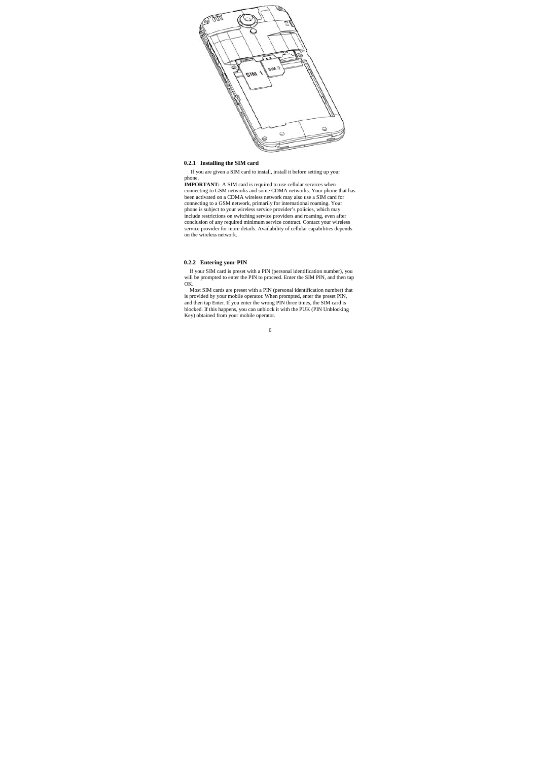### 0.2.1 Installing the SIM card

If you are given a SIM card to install, install it before setting up your phone.

**IMPORTANT:** A SIM card is required to use cellular services when connecting to GSM networks and some CDMA networks. Your phone that has been activated on a CDMA wireless network may also use a SIM card for connecting to a GSM network, primarily for international roaming. Your phone is subject to your wireless service provider's policies, which may include restrictions on switching service providers and roaming, even after conclusion of any required minimum service contract. Contact your wireless service provider for more details. Availability of cellular capabilities depends on the wireless network.

### 0.2.2 Entering your PIN

If your SIM card is preset with a PIN (personal identification number), you will be prompted to enter the PIN to proceed. Enter the SIM PIN, and then tap OK.

Most SIM cards are preset with a PIN (personal identification number) that is provided by your mobile operator. When prompted, enter the preset PIN, and then tap Enter. If you enter the wrong PIN three times, the SIM card is blocked. If this happens, you can unblock it with the PUK (PIN Unblocking Key) obtained from your mobile operator.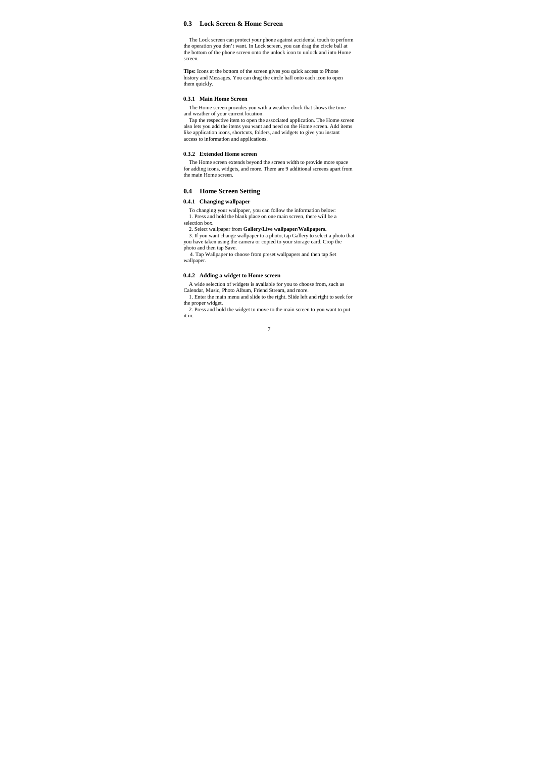## 0.3 Lock Screen & Home Screen

The Lock screen can protect your phone against accidental touch to perform the operation you don't want. In Lock screen, you can drag the circle ball at the bottom of the phone screen onto the unlock icon to unlock and into Home screen.

**Tips:** Icons at the bottom of the screen gives you quick access to Phone history and Messages. You can drag the circle ball onto each icon to open them quickly.

### 0.3.1 Main Home Screen

The Home screen provides you with a weather clock that shows the time and weather of your current location.

Tap the respective item to open the associated application. The Home screen also lets you add the items you want and need on the Home screen. Add items like application icons, shortcuts, folders, and widgets to give you instant access to information and applications.

### 0.3.2 Extended Home screen

The Home screen extends beyond the screen width to provide more space for adding icons, widgets, and more. There are 9 additional screens apart from the main Home screen.

## 0.4 Home Screen Setting

### 0.4.1 Changing wallpaper

To changing your wallpaper, you can follow the information below:

1. Press and hold the blank place on one main screen, there will be a selection box.
2. Select wallpaper from **Gallery/Live wallpaper/Wallpapers.**
3. If you want change wallpaper to a photo, tap Gallery to select a photo that you have taken using the camera or copied to your storage card. Crop the photo and then tap Save.
4. Tap Wallpaper to choose from preset wallpapers and then tap Set wallpaper.

### 0.4.2 Adding a widget to Home screen

A wide selection of widgets is available for you to choose from, such as Calendar, Music, Photo Album, Friend Stream, and more.

1. Enter the main menu and slide to the right. Slide left and right to seek for the proper widget.
2. Press and hold the widget to move to the main screen to you want to put it in.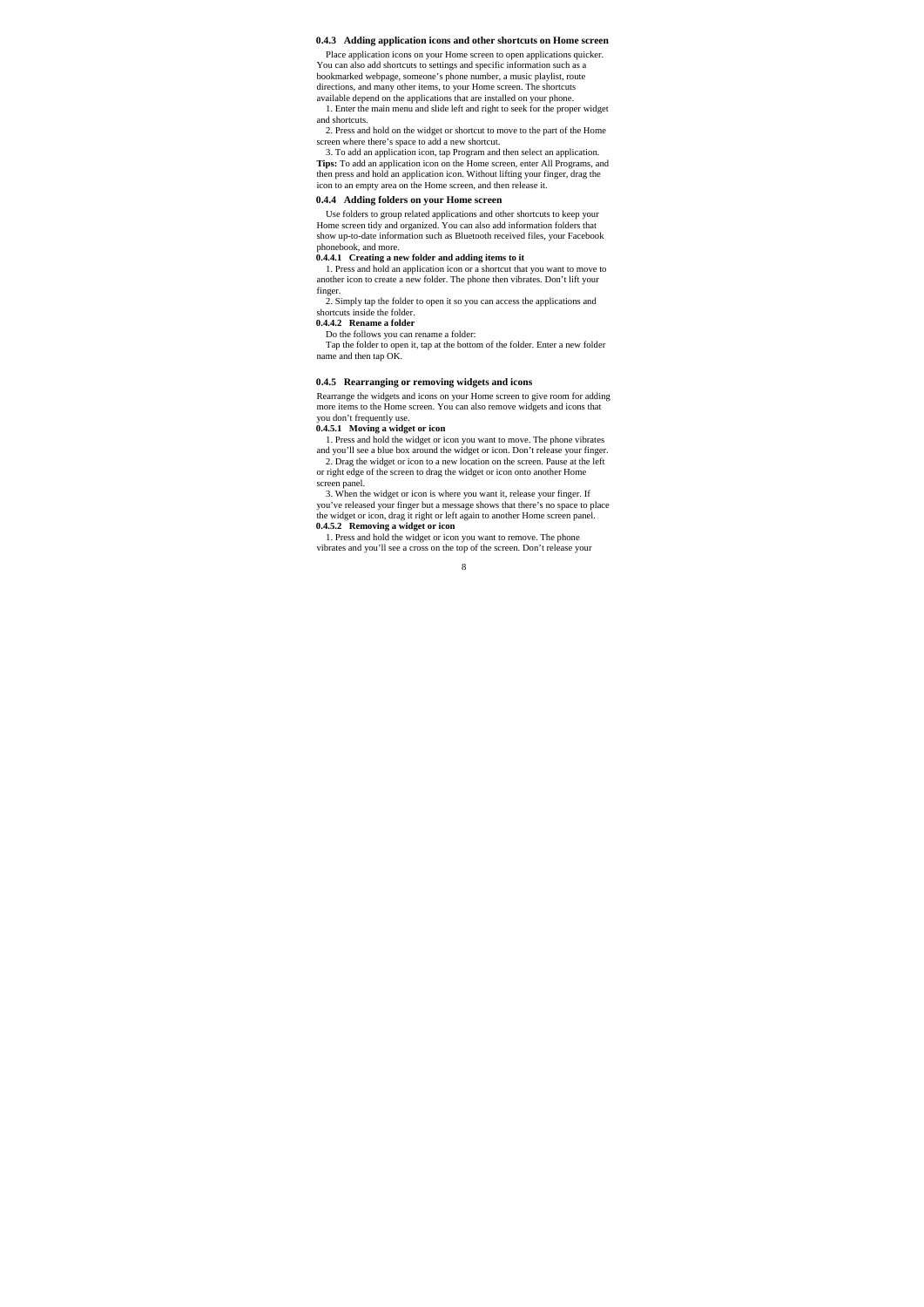### 0.4.3 Adding application icons and other shortcuts on Home screen

Place application icons on your Home screen to open applications quicker. You can also add shortcuts to settings and specific information such as a bookmarked webpage, someone's phone number, a music playlist, route directions, and many other items, to your Home screen. The shortcuts available depend on the applications that are installed on your phone.

1. Enter the main menu and slide left and right to seek for the proper widget and shortcuts.

2. Press and hold on the widget or shortcut to move to the part of the Home screen where there's space to add a new shortcut.

3. To add an application icon, tap Program and then select an application.

**Tips:** To add an application icon on the Home screen, enter All Programs, and then press and hold an application icon. Without lifting your finger, drag the icon to an empty area on the Home screen, and then release it.

### 0.4.4 Adding folders on your Home screen

Use folders to group related applications and other shortcuts to keep your Home screen tidy and organized. You can also add information folders that show up-to-date information such as Bluetooth received files, your Facebook phonebook, and more.

#### 0.4.4.1 Creating a new folder and adding items to it

1. Press and hold an application icon or a shortcut that you want to move to another icon to create a new folder. The phone then vibrates. Don't lift your finger.

2. Simply tap the folder to open it so you can access the applications and shortcuts inside the folder.

#### 0.4.4.2 Rename a folder

Do the follows you can rename a folder:

Tap the folder to open it, tap at the bottom of the folder. Enter a new folder name and then tap OK.

### 0.4.5 Rearranging or removing widgets and icons

Rearrange the widgets and icons on your Home screen to give room for adding more items to the Home screen. You can also remove widgets and icons that you don't frequently use.

#### 0.4.5.1 Moving a widget or icon

1. Press and hold the widget or icon you want to move. The phone vibrates and you'll see a blue box around the widget or icon. Don't release your finger.

2. Drag the widget or icon to a new location on the screen. Pause at the left or right edge of the screen to drag the widget or icon onto another Home screen panel.

3. When the widget or icon is where you want it, release your finger. If you've released your finger but a message shows that there's no space to place the widget or icon, drag it right or left again to another Home screen panel.

#### 0.4.5.2 Removing a widget or icon

1. Press and hold the widget or icon you want to remove. The phone vibrates and you'll see a cross on the top of the screen. Don't release your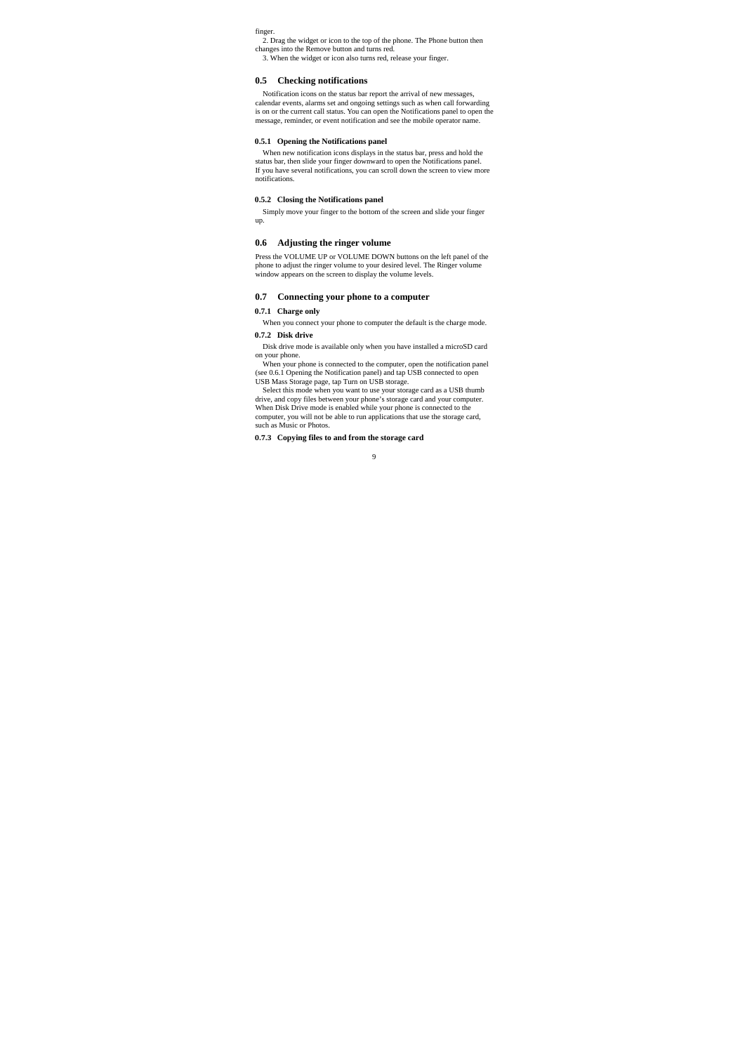finger.

2. Drag the widget or icon to the top of the phone. The Phone button then changes into the Remove button and turns red.

3. When the widget or icon also turns red, release your finger.

## 0.5 Checking notifications

Notification icons on the status bar report the arrival of new messages, calendar events, alarms set and ongoing settings such as when call forwarding is on or the current call status. You can open the Notifications panel to open the message, reminder, or event notification and see the mobile operator name.

### 0.5.1 Opening the Notifications panel

When new notification icons displays in the status bar, press and hold the status bar, then slide your finger downward to open the Notifications panel. If you have several notifications, you can scroll down the screen to view more notifications.

### 0.5.2 Closing the Notifications panel

Simply move your finger to the bottom of the screen and slide your finger up.

## 0.6 Adjusting the ringer volume

Press the VOLUME UP or VOLUME DOWN buttons on the left panel of the phone to adjust the ringer volume to your desired level. The Ringer volume window appears on the screen to display the volume levels.

## 0.7 Connecting your phone to a computer

### 0.7.1 Charge only

When you connect your phone to computer the default is the charge mode.

### 0.7.2 Disk drive

Disk drive mode is available only when you have installed a microSD card on your phone.

When your phone is connected to the computer, open the notification panel (see 0.6.1 Opening the Notification panel) and tap USB connected to open USB Mass Storage page, tap Turn on USB storage.

Select this mode when you want to use your storage card as a USB thumb drive, and copy files between your phone's storage card and your computer. When Disk Drive mode is enabled while your phone is connected to the computer, you will not be able to run applications that use the storage card, such as Music or Photos.

### 0.7.3 Copying files to and from the storage card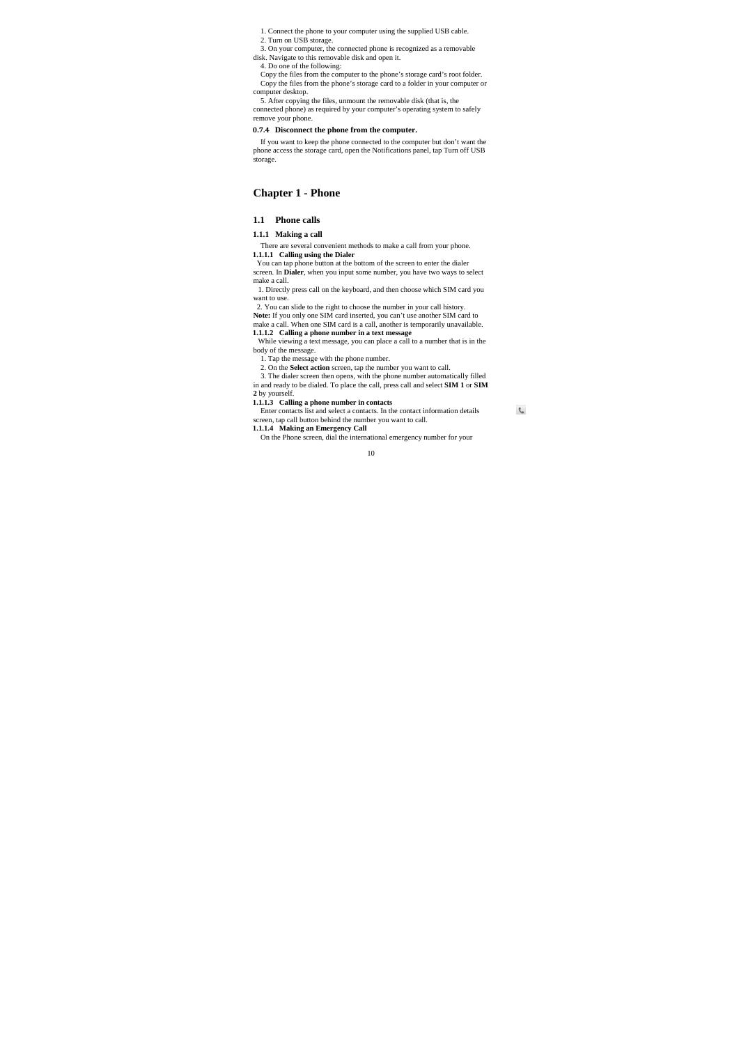1. Connect the phone to your computer using the supplied USB cable.
2. Turn on USB storage.
3. On your computer, the connected phone is recognized as a removable disk. Navigate to this removable disk and open it.
4. Do one of the following:

Copy the files from the computer to the phone's storage card's root folder.

Copy the files from the phone's storage card to a folder in your computer or computer desktop.

5. After copying the files, unmount the removable disk (that is, the connected phone) as required by your computer's operating system to safely remove your phone.

### 0.7.4 Disconnect the phone from the computer.

If you want to keep the phone connected to the computer but don't want the phone access the storage card, open the Notifications panel, tap Turn off USB storage.

# Chapter 1 - Phone

## 1.1 Phone calls

### 1.1.1 Making a call

There are several convenient methods to make a call from your phone.

#### 1.1.1.1 Calling using the Dialer

You can tap phone button at the bottom of the screen to enter the dialer screen. In **Dialer**, when you input some number, you have two ways to select make a call.

1. Directly press call on the keyboard, and then choose which SIM card you want to use.
2. You can slide to the right to choose the number in your call history.

**Note:** If you only one SIM card inserted, you can't use another SIM card to make a call. When one SIM card is a call, another is temporarily unavailable.

#### 1.1.1.2 Calling a phone number in a text message

While viewing a text message, you can place a call to a number that is in the body of the message.

1. Tap the message with the phone number.
2. On the **Select action** screen, tap the number you want to call.
3. The dialer screen then opens, with the phone number automatically filled in and ready to be dialed. To place the call, press call and select **SIM 1** or **SIM 2** by yourself.

#### 1.1.1.3 Calling a phone number in contacts

Enter contacts list and select a contacts. In the contact information details screen, tap call button behind the number you want to call.

#### 1.1.1.4 Making an Emergency Call

On the Phone screen, dial the international emergency number for your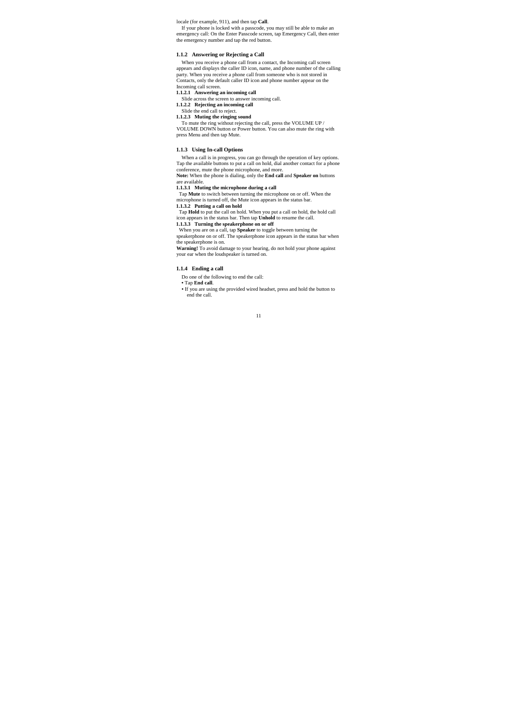locale (for example, 911), and then tap **Call**.

If your phone is locked with a passcode, you may still be able to make an emergency call: On the Enter Passcode screen, tap Emergency Call, then enter the emergency number and tap the red button.

### 1.1.2 Answering or Rejecting a Call

When you receive a phone call from a contact, the Incoming call screen appears and displays the caller ID icon, name, and phone number of the calling party. When you receive a phone call from someone who is not stored in Contacts, only the default caller ID icon and phone number appear on the Incoming call screen.

#### 1.1.2.1 Answering an incoming call

Slide across the screen to answer incoming call.

#### 1.1.2.2 Rejecting an incoming call

Slide the end call to reject.

#### 1.1.2.3 Muting the ringing sound

To mute the ring without rejecting the call, press the VOLUME UP / VOLUME DOWN button or Power button. You can also mute the ring with press Menu and then tap Mute.

### 1.1.3 Using In-call Options

When a call is in progress, you can go through the operation of key options. Tap the available buttons to put a call on hold, dial another contact for a phone conference, mute the phone microphone, and more.

**Note:** When the phone is dialing, only the **End call** and **Speaker on** buttons are available.

#### 1.1.3.1 Muting the microphone during a call

Tap **Mute** to switch between turning the microphone on or off. When the microphone is turned off, the Mute icon appears in the status bar.

#### 1.1.3.2 Putting a call on hold

Tap **Hold** to put the call on hold. When you put a call on hold, the hold call icon appears in the status bar. Then tap **Unhold** to resume the call.

#### 1.1.3.3 Turning the speakerphone on or off

When you are on a call, tap **Speaker** to toggle between turning the speakerphone on or off. The speakerphone icon appears in the status bar when the speakerphone is on.

**Warning!** To avoid damage to your hearing, do not hold your phone against your ear when the loudspeaker is turned on.

### 1.1.4 Ending a call

Do one of the following to end the call:

- Tap **End call**.
- If you are using the provided wired headset, press and hold the button to end the call.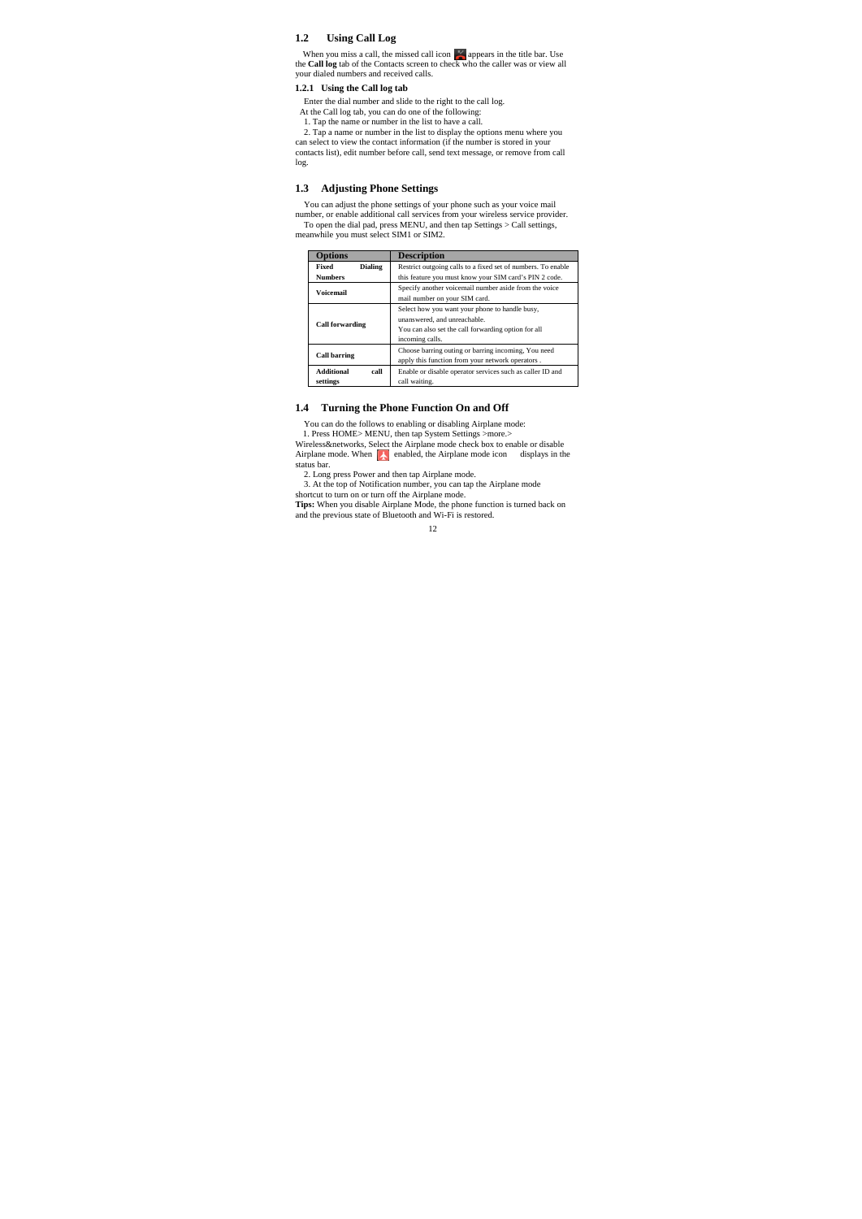## 1.2 Using Call Log

When you miss a call, the missed call icon appears in the title bar. Use the **Call log** tab of the Contacts screen to check who the caller was or view all your dialed numbers and received calls.

### 1.2.1 Using the Call log tab

Enter the dial number and slide to the right to the call log.

At the Call log tab, you can do one of the following:

1. Tap the name or number in the list to have a call.
2. Tap a name or number in the list to display the options menu where you can select to view the contact information (if the number is stored in your contacts list), edit number before call, send text message, or remove from call log.

## 1.3 Adjusting Phone Settings

You can adjust the phone settings of your phone such as your voice mail number, or enable additional call services from your wireless service provider.

To open the dial pad, press MENU, and then tap Settings > Call settings, meanwhile you must select SIM1 or SIM2.

| Options | Description |
|---|---|
| **Fixed Dialing Numbers** | Restrict outgoing calls to a fixed set of numbers. To enable this feature you must know your SIM card's PIN 2 code. |
| **Voicemail** | Specify another voicemail number aside from the voice mail number on your SIM card. |
| **Call forwarding** | Select how you want your phone to handle busy, unanswered, and unreachable. You can also set the call forwarding option for all incoming calls. |
| **Call barring** | Choose barring outing or barring incoming, You need apply this function from your network operators . |
| **Additional call settings** | Enable or disable operator services such as caller ID and call waiting. |

## 1.4 Turning the Phone Function On and Off

You can do the follows to enabling or disabling Airplane mode:

1. Press HOME> MENU, then tap System Settings >more.> Wireless&networks, Select the Airplane mode check box to enable or disable Airplane mode. When enabled, the Airplane mode icon displays in the status bar.
2. Long press Power and then tap Airplane mode.
3. At the top of Notification number, you can tap the Airplane mode shortcut to turn on or turn off the Airplane mode.

**Tips:** When you disable Airplane Mode, the phone function is turned back on and the previous state of Bluetooth and Wi-Fi is restored.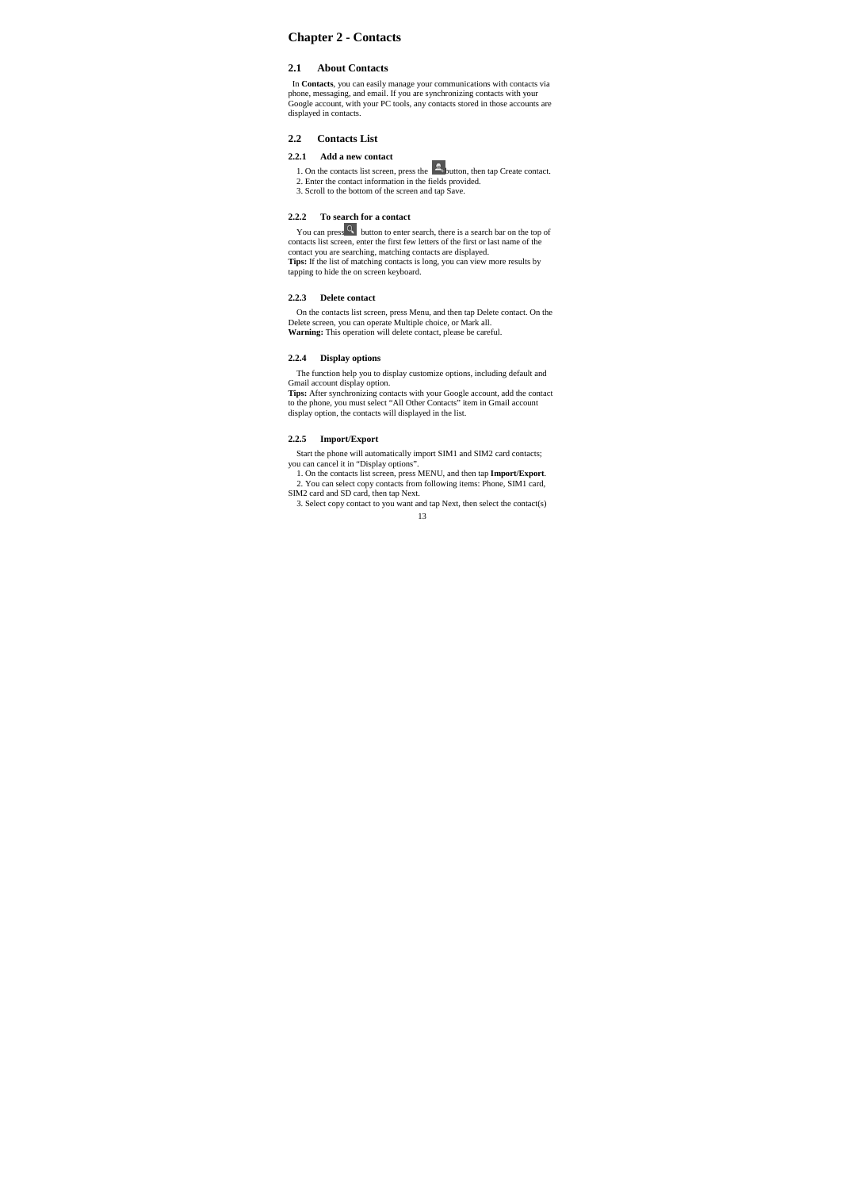# Chapter 2 - Contacts

## 2.1 About Contacts

In **Contacts**, you can easily manage your communications with contacts via phone, messaging, and email. If you are synchronizing contacts with your Google account, with your PC tools, any contacts stored in those accounts are displayed in contacts.

## 2.2 Contacts List

### 2.2.1 Add a new contact

1. On the contacts list screen, press the button, then tap Create contact.
2. Enter the contact information in the fields provided.
3. Scroll to the bottom of the screen and tap Save.

### 2.2.2 To search for a contact

You can press button to enter search, there is a search bar on the top of contacts list screen, enter the first few letters of the first or last name of the contact you are searching, matching contacts are displayed.
**Tips:** If the list of matching contacts is long, you can view more results by tapping to hide the on screen keyboard.

### 2.2.3 Delete contact

On the contacts list screen, press Menu, and then tap Delete contact. On the Delete screen, you can operate Multiple choice, or Mark all.
**Warning:** This operation will delete contact, please be careful.

### 2.2.4 Display options

The function help you to display customize options, including default and Gmail account display option.
**Tips:** After synchronizing contacts with your Google account, add the contact to the phone, you must select "All Other Contacts" item in Gmail account display option, the contacts will displayed in the list.

### 2.2.5 Import/Export

Start the phone will automatically import SIM1 and SIM2 card contacts; you can cancel it in "Display options".

1. On the contacts list screen, press MENU, and then tap **Import/Export**.
2. You can select copy contacts from following items: Phone, SIM1 card, SIM2 card and SD card, then tap Next.
3. Select copy contact to you want and tap Next, then select the contact(s)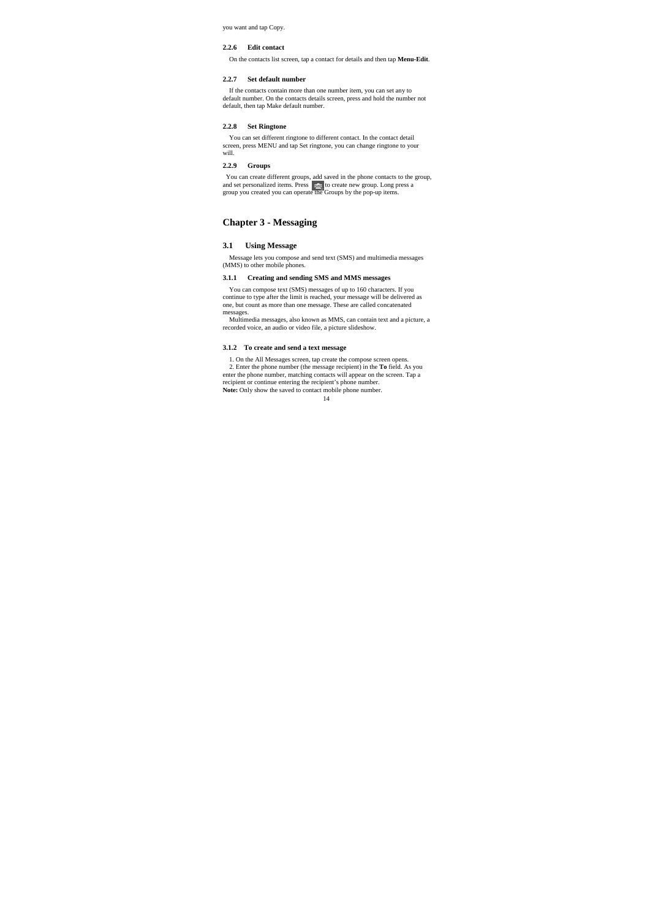you want and tap Copy.

### 2.2.6 Edit contact

On the contacts list screen, tap a contact for details and then tap **Menu-Edit**.

### 2.2.7 Set default number

If the contacts contain more than one number item, you can set any to default number. On the contacts details screen, press and hold the number not default, then tap Make default number.

### 2.2.8 Set Ringtone

You can set different ringtone to different contact. In the contact detail screen, press MENU and tap Set ringtone, you can change ringtone to your will.

### 2.2.9 Groups

You can create different groups, add saved in the phone contacts to the group, and set personalized items. Press to create new group. Long press a group you created you can operate the Groups by the pop-up items.

# Chapter 3 - Messaging

## 3.1 Using Message

Message lets you compose and send text (SMS) and multimedia messages (MMS) to other mobile phones.

### 3.1.1 Creating and sending SMS and MMS messages

You can compose text (SMS) messages of up to 160 characters. If you continue to type after the limit is reached, your message will be delivered as one, but count as more than one message. These are called concatenated messages.

Multimedia messages, also known as MMS, can contain text and a picture, a recorded voice, an audio or video file, a picture slideshow.

### 3.1.2 To create and send a text message

1. On the All Messages screen, tap create the compose screen opens.
2. Enter the phone number (the message recipient) in the **To** field. As you enter the phone number, matching contacts will appear on the screen. Tap a recipient or continue entering the recipient's phone number.

**Note:** Only show the saved to contact mobile phone number.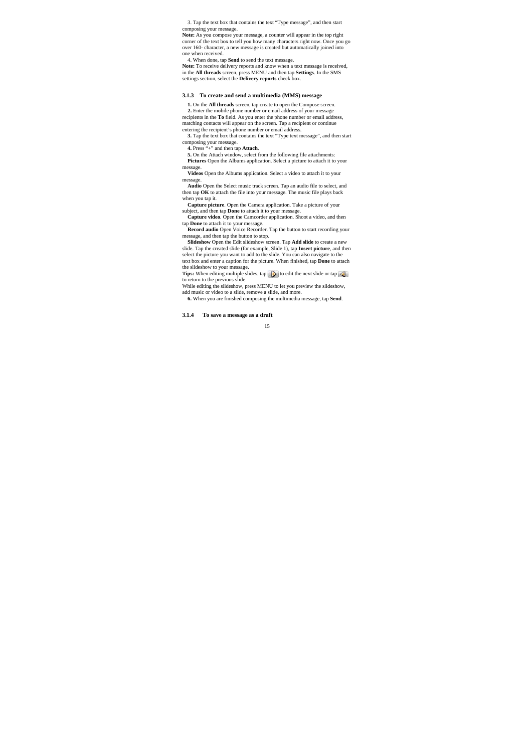3. Tap the text box that contains the text "Type message", and then start composing your message.

**Note:** As you compose your message, a counter will appear in the top right corner of the text box to tell you how many characters right now. Once you go over 160- character, a new message is created but automatically joined into one when received.

4. When done, tap **Send** to send the text message.

**Note:** To receive delivery reports and know when a text message is received, in the **All threads** screen, press MENU and then tap **Settings**. In the SMS settings section, select the **Delivery reports** check box.

### 3.1.3 To create and send a multimedia (MMS) message

**1.** On the **All threads** screen, tap create to open the Compose screen.

**2.** Enter the mobile phone number or email address of your message recipients in the **To** field. As you enter the phone number or email address, matching contacts will appear on the screen. Tap a recipient or continue entering the recipient's phone number or email address.

**3.** Tap the text box that contains the text "Type text message", and then start composing your message.

**4.** Press "+" and then tap **Attach**.

**5.** On the Attach window, select from the following file attachments:

**Pictures** Open the Albums application. Select a picture to attach it to your message.

**Videos** Open the Albums application. Select a video to attach it to your message.

**Audio** Open the Select music track screen. Tap an audio file to select, and then tap **OK** to attach the file into your message. The music file plays back when you tap it.

**Capture picture**. Open the Camera application. Take a picture of your subject, and then tap **Done** to attach it to your message.

**Capture video**. Open the Camcorder application. Shoot a video, and then tap **Done** to attach it to your message.

**Record audio** Open Voice Recorder. Tap the button to start recording your message, and then tap the button to stop.

**Slideshow** Open the Edit slideshow screen. Tap **Add slide** to create a new slide. Tap the created slide (for example, Slide 1), tap **Insert picture**, and then select the picture you want to add to the slide. You can also navigate to the text box and enter a caption for the picture. When finished, tap **Done** to attach the slideshow to your message.

**Tips:** When editing multiple slides, tap ▷ to edit the next slide or tap ◁ to return to the previous slide.

While editing the slideshow, press MENU to let you preview the slideshow, add music or video to a slide, remove a slide, and more.

**6.** When you are finished composing the multimedia message, tap **Send**.

### 3.1.4 To save a message as a draft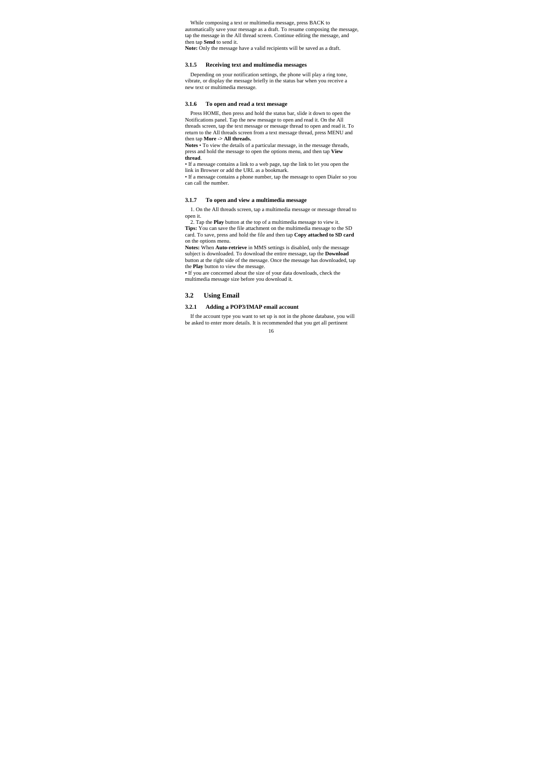While composing a text or multimedia message, press BACK to automatically save your message as a draft. To resume composing the message, tap the message in the All thread screen. Continue editing the message, and then tap **Send** to send it.

**Note:** Only the message have a valid recipients will be saved as a draft.

### 3.1.5 Receiving text and multimedia messages

Depending on your notification settings, the phone will play a ring tone, vibrate, or display the message briefly in the status bar when you receive a new text or multimedia message.

### 3.1.6 To open and read a text message

Press HOME, then press and hold the status bar, slide it down to open the Notifications panel. Tap the new message to open and read it. On the All threads screen, tap the text message or message thread to open and read it. To return to the All threads screen from a text message thread, press MENU and then tap **More -> All threads.**

**Notes** • To view the details of a particular message, in the message threads, press and hold the message to open the options menu, and then tap **View thread**.

• If a message contains a link to a web page, tap the link to let you open the link in Browser or add the URL as a bookmark.

• If a message contains a phone number, tap the message to open Dialer so you can call the number.

### 3.1.7 To open and view a multimedia message

1. On the All threads screen, tap a multimedia message or message thread to open it.

2. Tap the **Play** button at the top of a multimedia message to view it.

**Tips:** You can save the file attachment on the multimedia message to the SD card. To save, press and hold the file and then tap **Copy attached to SD card** on the options menu.

**Notes:** When **Auto-retrieve** in MMS settings is disabled, only the message subject is downloaded. To download the entire message, tap the **Download** button at the right side of the message. Once the message has downloaded, tap the **Play** button to view the message.

• If you are concerned about the size of your data downloads, check the multimedia message size before you download it.

## 3.2 Using Email

### 3.2.1 Adding a POP3/IMAP email account

If the account type you want to set up is not in the phone database, you will be asked to enter more details. It is recommended that you get all pertinent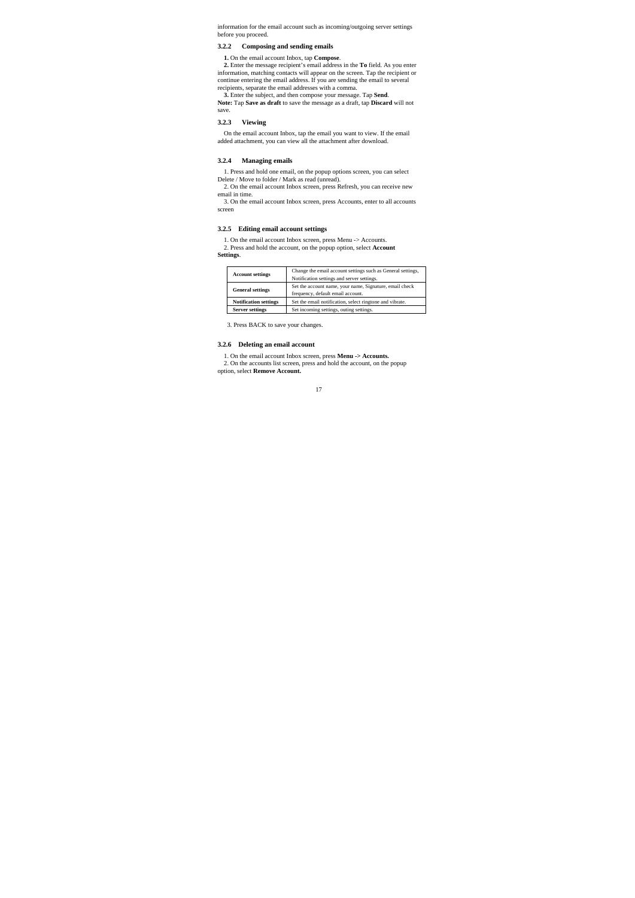information for the email account such as incoming/outgoing server settings before you proceed.

### 3.2.2 Composing and sending emails

**1.** On the email account Inbox, tap **Compose**.

**2.** Enter the message recipient's email address in the **To** field. As you enter information, matching contacts will appear on the screen. Tap the recipient or continue entering the email address. If you are sending the email to several recipients, separate the email addresses with a comma.

**3.** Enter the subject, and then compose your message. Tap **Send**.

**Note:** Tap **Save as draft** to save the message as a draft, tap **Discard** will not save.

### 3.2.3 Viewing

On the email account Inbox, tap the email you want to view. If the email added attachment, you can view all the attachment after download.

### 3.2.4 Managing emails

1. Press and hold one email, on the popup options screen, you can select Delete / Move to folder / Mark as read (unread).

2. On the email account Inbox screen, press Refresh, you can receive new email in time.

3. On the email account Inbox screen, press Accounts, enter to all accounts screen

### 3.2.5 Editing email account settings

1. On the email account Inbox screen, press Menu -> Accounts.

2. Press and hold the account, on the popup option, select **Account Settings**.

| | |
|---|---|
| **Account settings** | Change the email account settings such as General settings, Notification settings and server settings. |
| **General settings** | Set the account name, your name, Signature, email check frequency, default email account. |
| **Notification settings** | Set the email notification, select ringtone and vibrate. |
| **Server settings** | Set incoming settings, outing settings. |

3. Press BACK to save your changes.

### 3.2.6 Deleting an email account

1. On the email account Inbox screen, press **Menu -> Accounts.**

2. On the accounts list screen, press and hold the account, on the popup option, select **Remove Account.**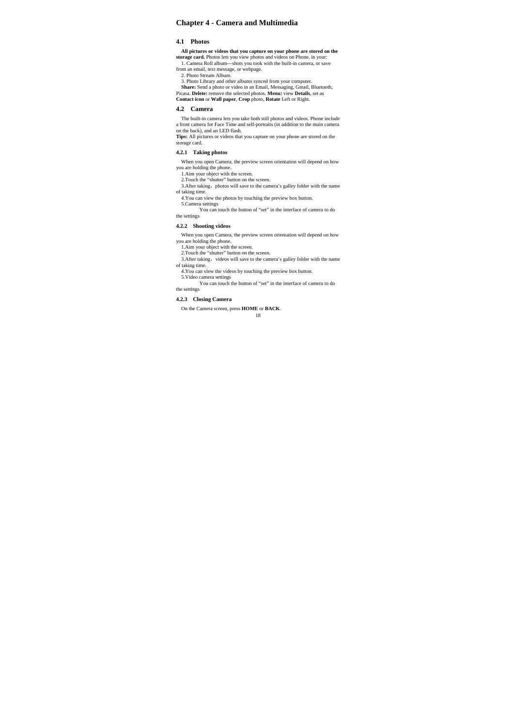# Chapter 4 - Camera and Multimedia

## 4.1 Photos

**All pictures or videos that you capture on your phone are stored on the storage card.** Photos lets you view photos and videos on Phone, in your:

1. Camera Roll album—shots you took with the built-in camera, or save from an email, text message, or webpage.
2. Photo Stream Album.
3. Photo Library and other albums synced from your computer.

**Share:** Send a photo or video in an Email, Messaging, Gmail, Bluetooth, Picasa. **Delete:** remove the selected photos. **Menu:** view **Details**, set as **Contact icon** or **Wall paper**, **Crop** photo, **Rotate** Left or Right.

## 4.2 Camera

The built-in camera lets you take both still photos and videos. Phone include a front camera for Face Time and self-portraits (in addition to the main camera on the back), and an LED flash.

**Tips:** All pictures or videos that you capture on your phone are stored on the storage card.

### 4.2.1 Taking photos

When you open Camera, the preview screen orientation will depend on how you are holding the phone.

1.Aim your object with the screen.

2.Touch the "shutter" button on the screen.

3.After taking，photos will save to the camera's galley folder with the name of taking time.

4.You can view the photos by touching the preview box button.

5.Camera settings

You can touch the button of "set" in the interface of camera to do the settings

### 4.2.2 Shooting videos

When you open Camera, the preview screen orientation will depend on how you are holding the phone.

1.Aim your object with the screen.

2.Touch the "shutter" button on the screen.

3.After taking，videos will save to the camera's galley folder with the name of taking time.

4.You can view the videos by touching the preview box button.

5.Video camera settings

You can touch the button of "set" in the interface of camera to do the settings

### 4.2.3 Closing Camera

On the Camera screen, press **HOME** or **BACK**.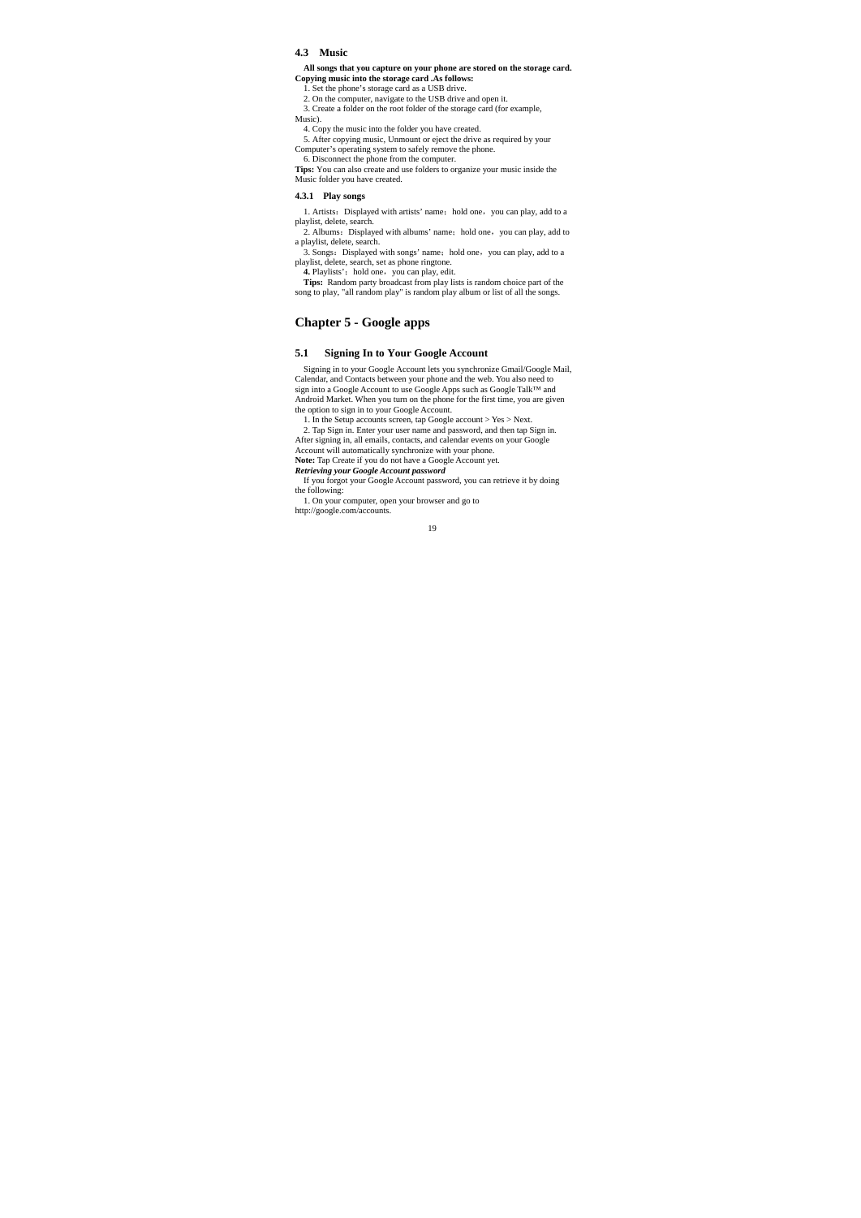### 4.3 Music

**All songs that you capture on your phone are stored on the storage card. Copying music into the storage card .As follows:**

1. Set the phone's storage card as a USB drive.
2. On the computer, navigate to the USB drive and open it.
3. Create a folder on the root folder of the storage card (for example, Music).
4. Copy the music into the folder you have created.
5. After copying music, Unmount or eject the drive as required by your Computer's operating system to safely remove the phone.
6. Disconnect the phone from the computer.

**Tips:** You can also create and use folders to organize your music inside the Music folder you have created.

#### 4.3.1 Play songs

1. Artists：Displayed with artists' name；hold one，you can play, add to a playlist, delete, search.
2. Albums：Displayed with albums' name；hold one，you can play, add to a playlist, delete, search.
3. Songs：Displayed with songs' name；hold one，you can play, add to a playlist, delete, search, set as phone ringtone.
4. Playlists'；hold one，you can play, edit.

**Tips:** Random party broadcast from play lists is random choice part of the song to play, "all random play" is random play album or list of all the songs.

## Chapter 5 - Google apps

### 5.1 Signing In to Your Google Account

Signing in to your Google Account lets you synchronize Gmail/Google Mail, Calendar, and Contacts between your phone and the web. You also need to sign into a Google Account to use Google Apps such as Google Talk™ and Android Market. When you turn on the phone for the first time, you are given the option to sign in to your Google Account.

1. In the Setup accounts screen, tap Google account > Yes > Next.
2. Tap Sign in. Enter your user name and password, and then tap Sign in.

After signing in, all emails, contacts, and calendar events on your Google Account will automatically synchronize with your phone.

**Note:** Tap Create if you do not have a Google Account yet.

***Retrieving your Google Account password***

If you forgot your Google Account password, you can retrieve it by doing the following:

1. On your computer, open your browser and go to http://google.com/accounts.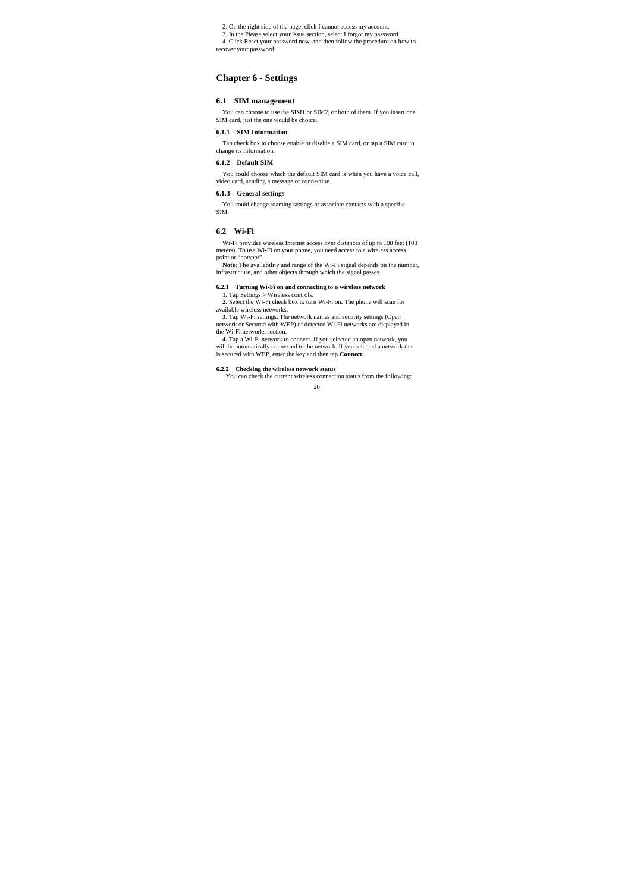2. On the right side of the page, click I cannot access my account.

3. In the Please select your issue section, select I forgot my password.

4. Click Reset your password now, and then follow the procedure on how to recover your password.

# Chapter 6 - Settings

## 6.1 SIM management

You can choose to use the SIM1 or SIM2, or both of them. If you insert one SIM card, just the one would be choice.

### 6.1.1 SIM Information

Tap check box to choose enable or disable a SIM card, or tap a SIM card to change its information.

### 6.1.2 Default SIM

You could choose which the default SIM card is when you have a voice call, video card, sending a message or connection.

### 6.1.3 General settings

You could change roaming settings or associate contacts with a specific SIM.

## 6.2 Wi-Fi

Wi-Fi provides wireless Internet access over distances of up to 100 feet (100 meters). To use Wi-Fi on your phone, you need access to a wireless access point or "hotspot".

**Note:** The availability and range of the Wi-Fi signal depends on the number, infrastructure, and other objects through which the signal passes.

### 6.2.1 Turning Wi-Fi on and connecting to a wireless network

**1.** Tap Settings > Wireless controls.

**2.** Select the Wi-Fi check box to turn Wi-Fi on. The phone will scan for available wireless networks.

**3.** Tap Wi-Fi settings. The network names and security settings (Open network or Secured with WEP) of detected Wi-Fi networks are displayed in the Wi-Fi networks section.

**4.** Tap a Wi-Fi network to connect. If you selected an open network, you will be automatically connected to the network. If you selected a network that is secured with WEP, enter the key and then tap **Connect.**

### 6.2.2 Checking the wireless network status

You can check the current wireless connection status from the following: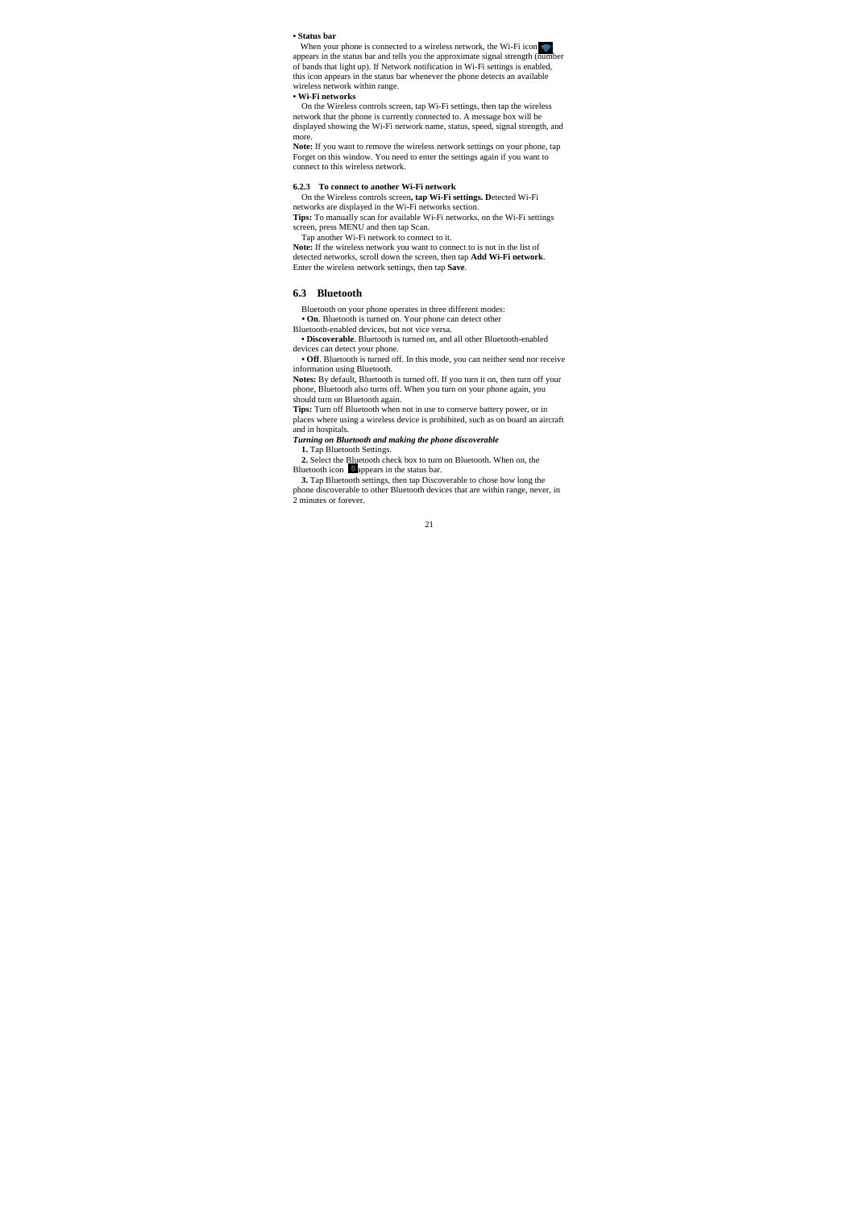**• Status bar**

When your phone is connected to a wireless network, the Wi-Fi icon appears in the status bar and tells you the approximate signal strength (number of bands that light up). If Network notification in Wi-Fi settings is enabled, this icon appears in the status bar whenever the phone detects an available wireless network within range.

**• Wi-Fi networks**

On the Wireless controls screen, tap Wi-Fi settings, then tap the wireless network that the phone is currently connected to. A message box will be displayed showing the Wi-Fi network name, status, speed, signal strength, and more.

**Note:** If you want to remove the wireless network settings on your phone, tap Forget on this window. You need to enter the settings again if you want to connect to this wireless network.

### 6.2.3 To connect to another Wi-Fi network

On the Wireless controls screen**, tap Wi-Fi settings. D**etected Wi-Fi networks are displayed in the Wi-Fi networks section.

**Tips:** To manually scan for available Wi-Fi networks, on the Wi-Fi settings screen, press MENU and then tap Scan.

Tap another Wi-Fi network to connect to it.

**Note:** If the wireless network you want to connect to is not in the list of detected networks, scroll down the screen, then tap **Add Wi-Fi network**. Enter the wireless network settings, then tap **Save**.

## 6.3 Bluetooth

Bluetooth on your phone operates in three different modes:

**• On**. Bluetooth is turned on. Your phone can detect other Bluetooth-enabled devices, but not vice versa.

**• Discoverable**. Bluetooth is turned on, and all other Bluetooth-enabled devices can detect your phone.

**• Off**. Bluetooth is turned off. In this mode, you can neither send nor receive information using Bluetooth.

**Notes:** By default, Bluetooth is turned off. If you turn it on, then turn off your phone, Bluetooth also turns off. When you turn on your phone again, you should turn on Bluetooth again.

**Tips:** Turn off Bluetooth when not in use to conserve battery power, or in places where using a wireless device is prohibited, such as on board an aircraft and in hospitals.

***Turning on Bluetooth and making the phone discoverable***

**1.** Tap Bluetooth Settings.

**2.** Select the Bluetooth check box to turn on Bluetooth. When on, the Bluetooth icon appears in the status bar.

**3.** Tap Bluetooth settings, then tap Discoverable to chose how long the phone discoverable to other Bluetooth devices that are within range, never, in 2 minutes or forever.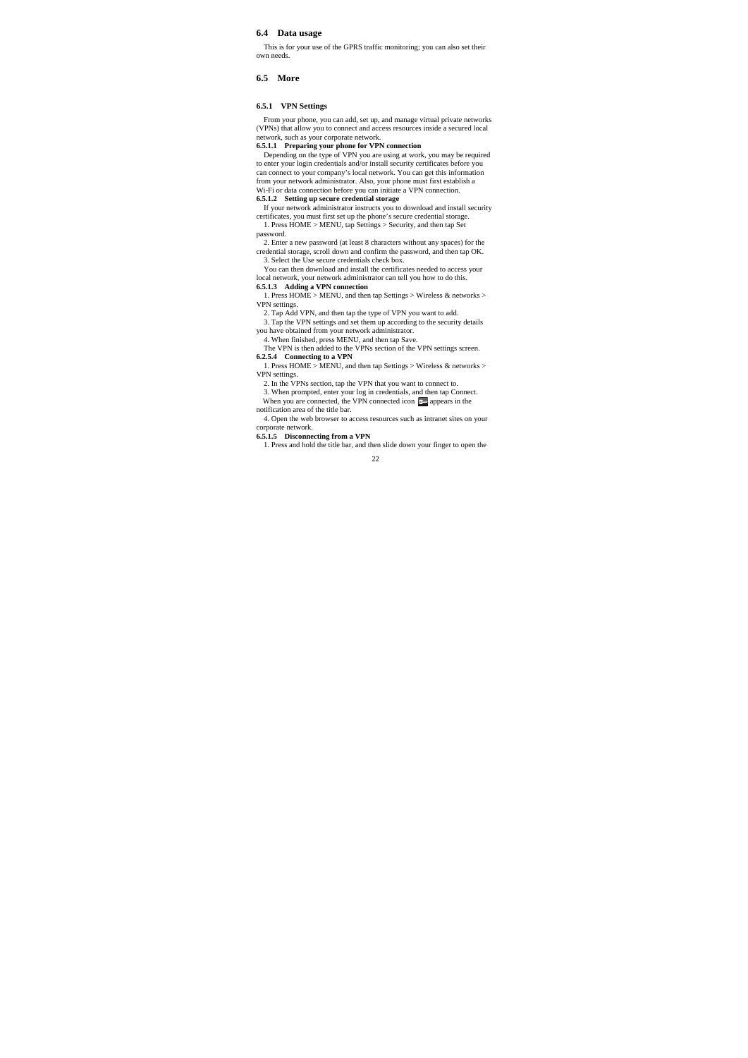## 6.4 Data usage

This is for your use of the GPRS traffic monitoring; you can also set their own needs.

## 6.5 More

### 6.5.1 VPN Settings

From your phone, you can add, set up, and manage virtual private networks (VPNs) that allow you to connect and access resources inside a secured local network, such as your corporate network.

#### 6.5.1.1 Preparing your phone for VPN connection

Depending on the type of VPN you are using at work, you may be required to enter your login credentials and/or install security certificates before you can connect to your company's local network. You can get this information from your network administrator. Also, your phone must first establish a Wi-Fi or data connection before you can initiate a VPN connection.

#### 6.5.1.2 Setting up secure credential storage

If your network administrator instructs you to download and install security certificates, you must first set up the phone's secure credential storage.

1. Press HOME > MENU, tap Settings > Security, and then tap Set password.
2. Enter a new password (at least 8 characters without any spaces) for the credential storage, scroll down and confirm the password, and then tap OK.
3. Select the Use secure credentials check box.

You can then download and install the certificates needed to access your local network, your network administrator can tell you how to do this.

#### 6.5.1.3 Adding a VPN connection

1. Press HOME > MENU, and then tap Settings > Wireless & networks > VPN settings.
2. Tap Add VPN, and then tap the type of VPN you want to add.
3. Tap the VPN settings and set them up according to the security details you have obtained from your network administrator.
4. When finished, press MENU, and then tap Save.

The VPN is then added to the VPNs section of the VPN settings screen.

#### 6.2.5.4 Connecting to a VPN

1. Press HOME > MENU, and then tap Settings > Wireless & networks > VPN settings.
2. In the VPNs section, tap the VPN that you want to connect to.
3. When prompted, enter your log in credentials, and then tap Connect.

When you are connected, the VPN connected icon appears in the notification area of the title bar.

4. Open the web browser to access resources such as intranet sites on your corporate network.

#### 6.5.1.5 Disconnecting from a VPN

1. Press and hold the title bar, and then slide down your finger to open the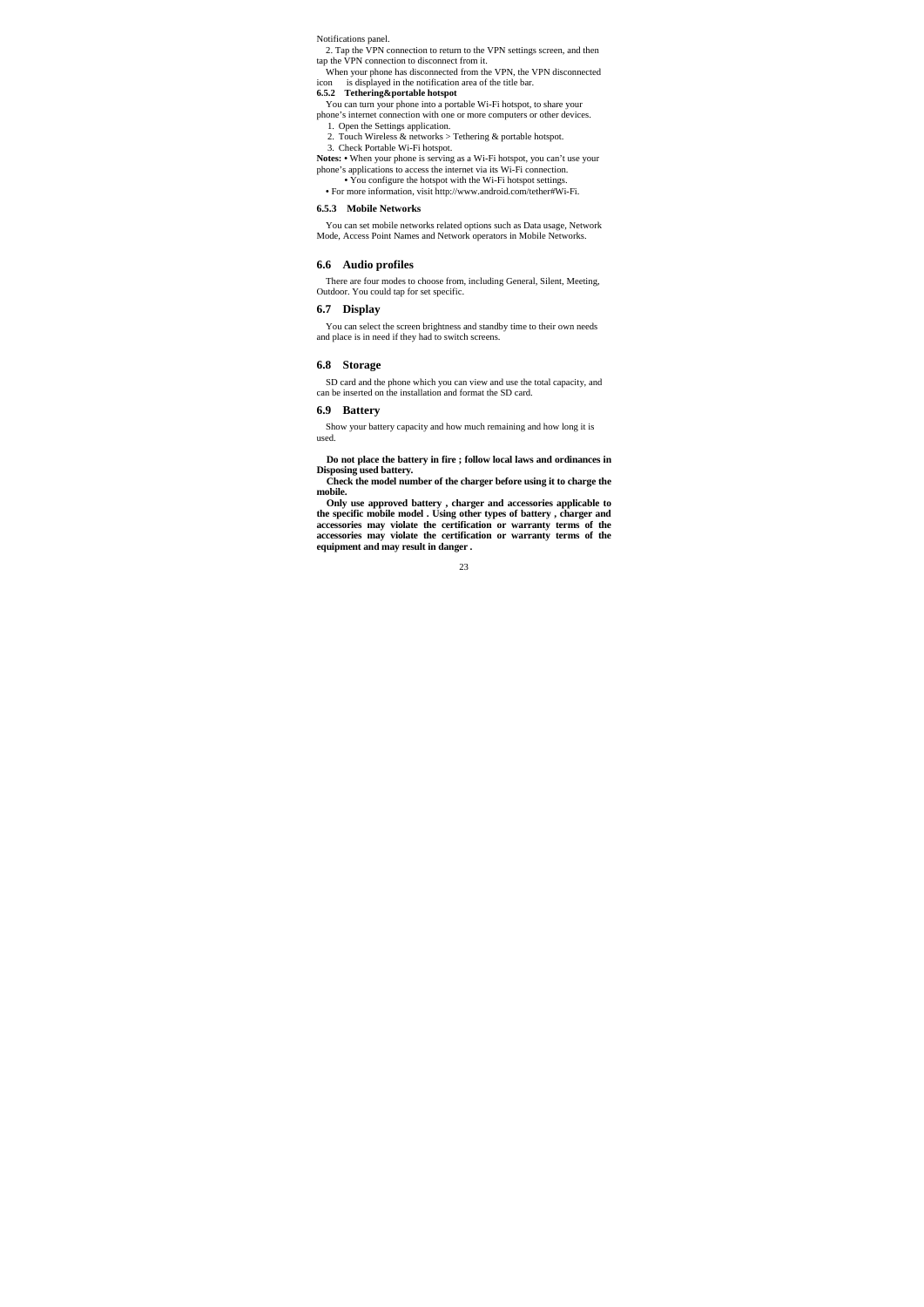Notifications panel.

2. Tap the VPN connection to return to the VPN settings screen, and then tap the VPN connection to disconnect from it.

When your phone has disconnected from the VPN, the VPN disconnected icon is displayed in the notification area of the title bar.

#### 6.5.2 Tethering&portable hotspot

You can turn your phone into a portable Wi-Fi hotspot, to share your phone's internet connection with one or more computers or other devices.

1. Open the Settings application.
2. Touch Wireless & networks > Tethering & portable hotspot.
3. Check Portable Wi-Fi hotspot.

**Notes:** • When your phone is serving as a Wi-Fi hotspot, you can't use your phone's applications to access the internet via its Wi-Fi connection.

• You configure the hotspot with the Wi-Fi hotspot settings.

• For more information, visit http://www.android.com/tether#Wi-Fi.

#### 6.5.3 Mobile Networks

You can set mobile networks related options such as Data usage, Network Mode, Access Point Names and Network operators in Mobile Networks.

### 6.6 Audio profiles

There are four modes to choose from, including General, Silent, Meeting, Outdoor. You could tap for set specific.

### 6.7 Display

You can select the screen brightness and standby time to their own needs and place is in need if they had to switch screens.

### 6.8 Storage

SD card and the phone which you can view and use the total capacity, and can be inserted on the installation and format the SD card.

### 6.9 Battery

Show your battery capacity and how much remaining and how long it is used.

**Do not place the battery in fire ; follow local laws and ordinances in Disposing used battery.**

**Check the model number of the charger before using it to charge the mobile.**

**Only use approved battery , charger and accessories applicable to the specific mobile model . Using other types of battery , charger and accessories may violate the certification or warranty terms of the accessories may violate the certification or warranty terms of the equipment and may result in danger .**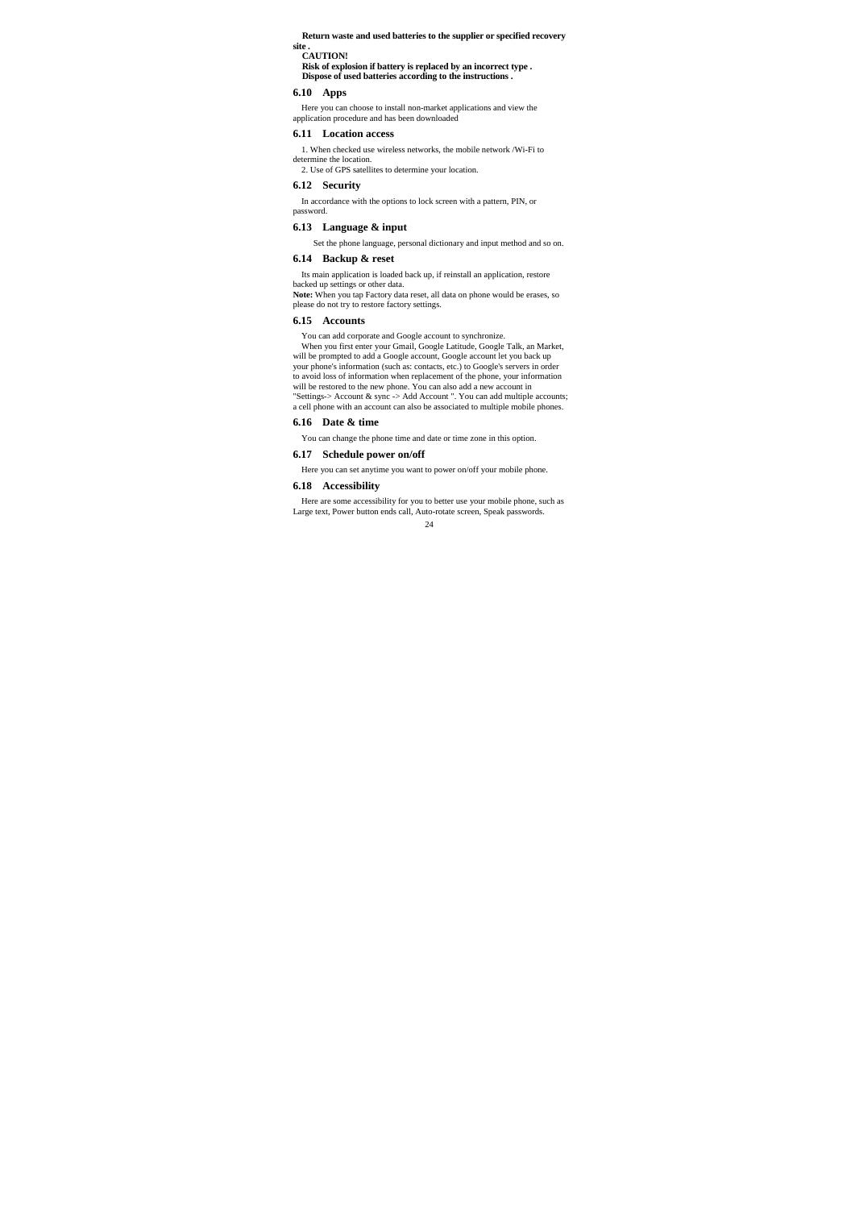**Return waste and used batteries to the supplier or specified recovery site .**
**CAUTION!**
**Risk of explosion if battery is replaced by an incorrect type .**
**Dispose of used batteries according to the instructions .**

### 6.10 Apps

Here you can choose to install non-market applications and view the application procedure and has been downloaded

### 6.11 Location access

1. When checked use wireless networks, the mobile network /Wi-Fi to determine the location.
2. Use of GPS satellites to determine your location.

### 6.12 Security

In accordance with the options to lock screen with a pattern, PIN, or password.

### 6.13 Language & input

Set the phone language, personal dictionary and input method and so on.

### 6.14 Backup & reset

Its main application is loaded back up, if reinstall an application, restore backed up settings or other data.
**Note:** When you tap Factory data reset, all data on phone would be erases, so please do not try to restore factory settings.

### 6.15 Accounts

You can add corporate and Google account to synchronize.
When you first enter your Gmail, Google Latitude, Google Talk, an Market, will be prompted to add a Google account, Google account let you back up your phone's information (such as: contacts, etc.) to Google's servers in order to avoid loss of information when replacement of the phone, your information will be restored to the new phone. You can also add a new account in "Settings-> Account & sync -> Add Account ". You can add multiple accounts; a cell phone with an account can also be associated to multiple mobile phones.

### 6.16 Date & time

You can change the phone time and date or time zone in this option.

### 6.17 Schedule power on/off

Here you can set anytime you want to power on/off your mobile phone.

### 6.18 Accessibility

Here are some accessibility for you to better use your mobile phone, such as Large text, Power button ends call, Auto-rotate screen, Speak passwords.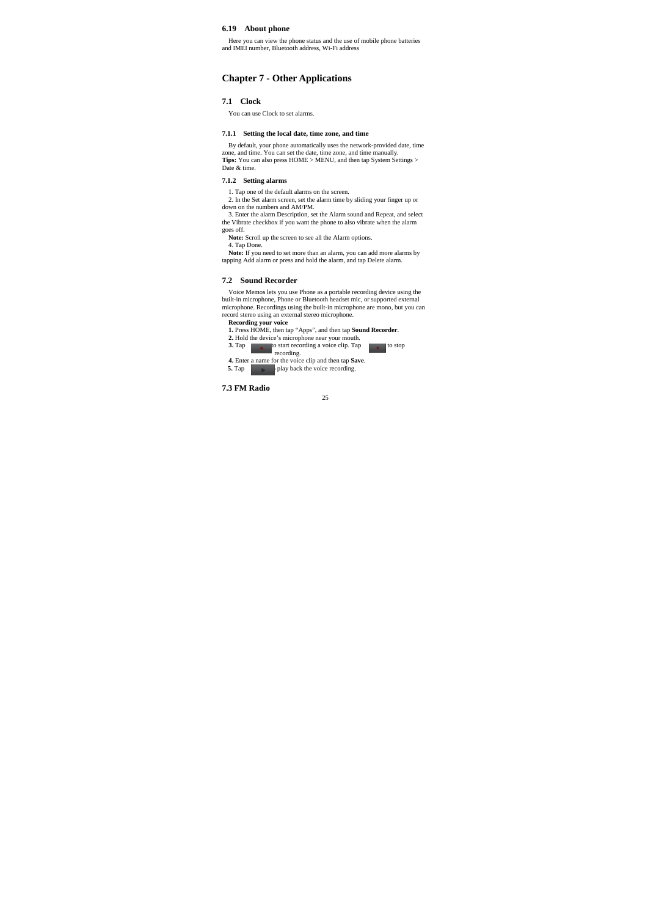### 6.19 About phone

Here you can view the phone status and the use of mobile phone batteries and IMEI number, Bluetooth address, Wi-Fi address

## Chapter 7 - Other Applications

### 7.1 Clock

You can use Clock to set alarms.

#### 7.1.1 Setting the local date, time zone, and time

By default, your phone automatically uses the network-provided date, time zone, and time. You can set the date, time zone, and time manually.
**Tips:** You can also press HOME > MENU, and then tap System Settings > Date & time.

#### 7.1.2 Setting alarms

1. Tap one of the default alarms on the screen.
2. In the Set alarm screen, set the alarm time by sliding your finger up or down on the numbers and AM/PM.
3. Enter the alarm Description, set the Alarm sound and Repeat, and select the Vibrate checkbox if you want the phone to also vibrate when the alarm goes off.

**Note:** Scroll up the screen to see all the Alarm options.

4. Tap Done.

**Note:** If you need to set more than an alarm, you can add more alarms by tapping Add alarm or press and hold the alarm, and tap Delete alarm.

### 7.2 Sound Recorder

Voice Memos lets you use Phone as a portable recording device using the built-in microphone, Phone or Bluetooth headset mic, or supported external microphone. Recordings using the built-in microphone are mono, but you can record stereo using an external stereo microphone.

**Recording your voice**

**1.** Press HOME, then tap “Apps”, and then tap **Sound Recorder**.
**2.** Hold the device’s microphone near your mouth.
**3.** Tap to start recording a voice clip. Tap to stop recording.
**4.** Enter a name for the voice clip and then tap **Save**.
**5.** Tap play back the voice recording.

### 7.3 FM Radio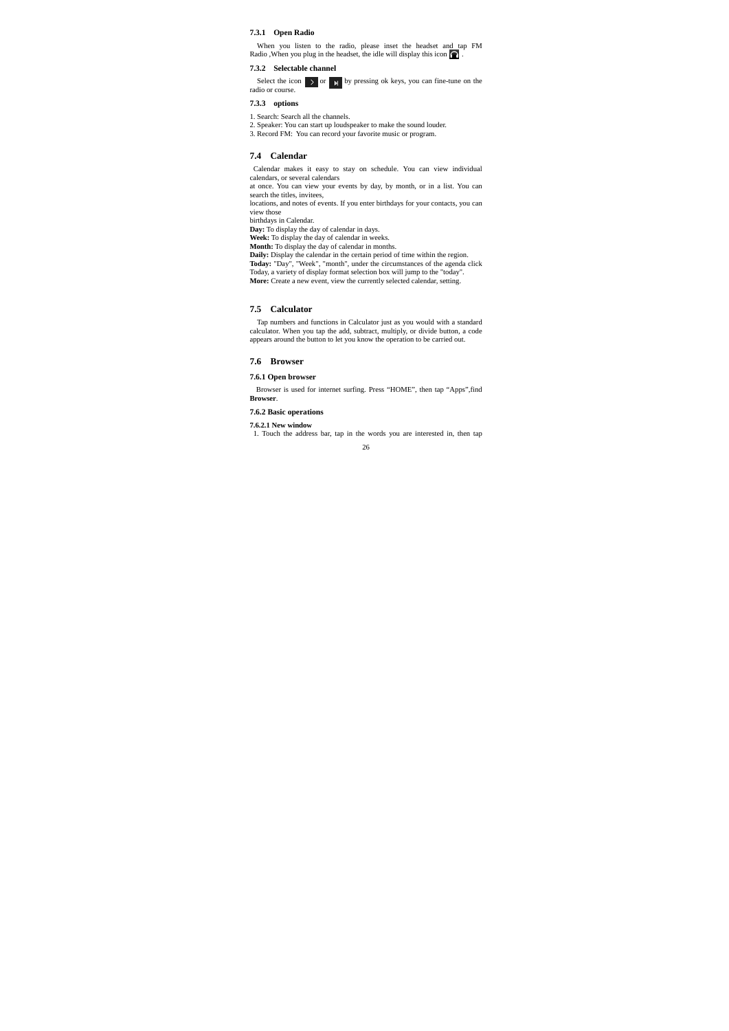### 7.3.1 Open Radio

When you listen to the radio, please inset the headset and tap FM Radio ,When you plug in the headset, the idle will display this icon .

### 7.3.2 Selectable channel

Select the icon or by pressing ok keys, you can fine-tune on the radio or course.

### 7.3.3 options

1. Search: Search all the channels.
2. Speaker: You can start up loudspeaker to make the sound louder.
3. Record FM: You can record your favorite music or program.

## 7.4 Calendar

Calendar makes it easy to stay on schedule. You can view individual calendars, or several calendars
at once. You can view your events by day, by month, or in a list. You can search the titles, invitees,
locations, and notes of events. If you enter birthdays for your contacts, you can view those
birthdays in Calendar.
**Day:** To display the day of calendar in days.
**Week:** To display the day of calendar in weeks.
**Month:** To display the day of calendar in months.
**Daily:** Display the calendar in the certain period of time within the region.
**Today:** "Day", "Week", "month", under the circumstances of the agenda click Today, a variety of display format selection box will jump to the "today".
**More:** Create a new event, view the currently selected calendar, setting.

## 7.5 Calculator

Tap numbers and functions in Calculator just as you would with a standard calculator. When you tap the add, subtract, multiply, or divide button, a code appears around the button to let you know the operation to be carried out.

## 7.6 Browser

### 7.6.1 Open browser

Browser is used for internet surfing. Press "HOME", then tap "Apps",find **Browser**.

### 7.6.2 Basic operations

#### 7.6.2.1 New window

1. Touch the address bar, tap in the words you are interested in, then tap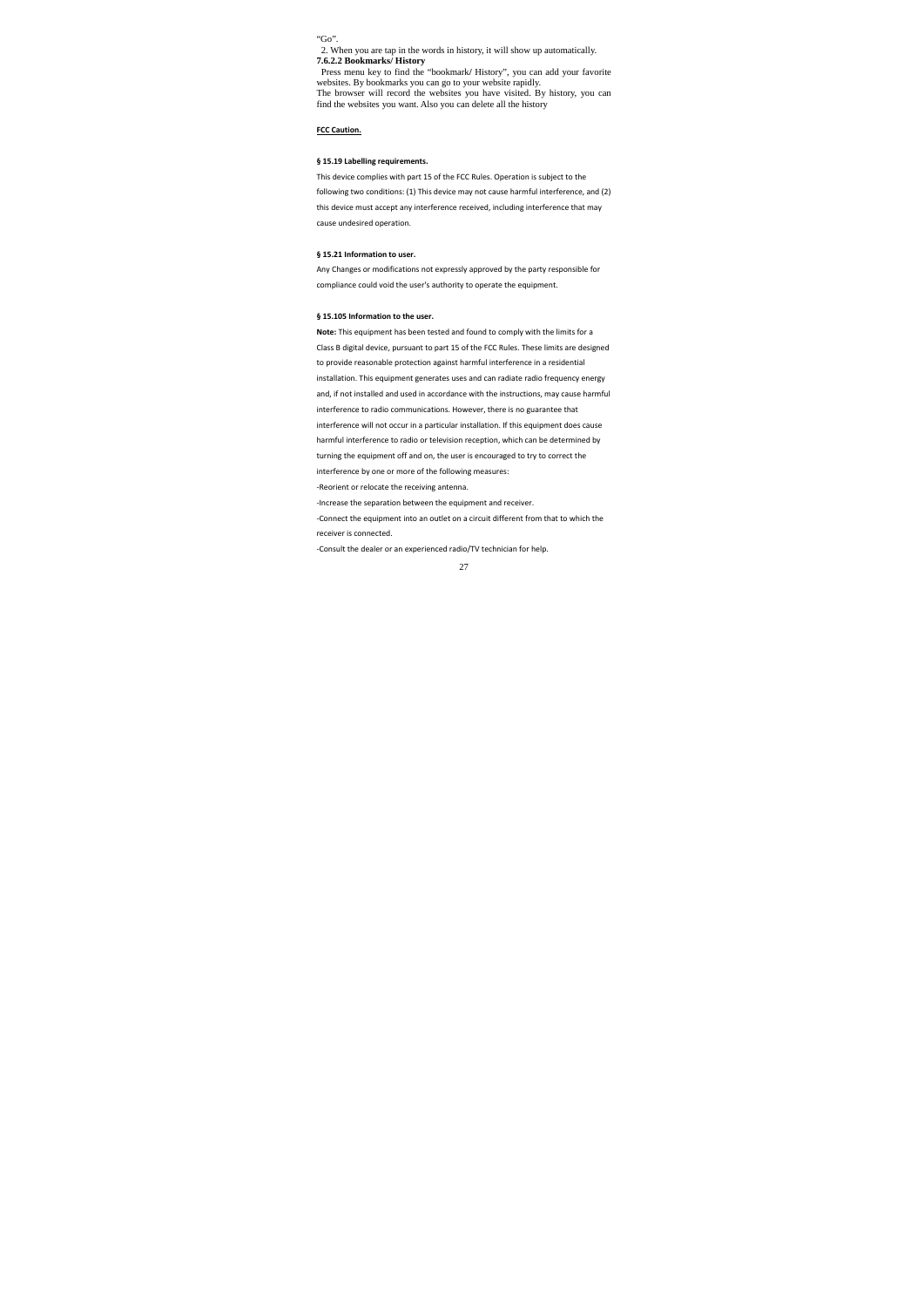"Go".

2. When you are tap in the words in history, it will show up automatically.

**7.6.2.2 Bookmarks/ History**

Press menu key to find the "bookmark/ History", you can add your favorite websites. By bookmarks you can go to your website rapidly.

The browser will record the websites you have visited. By history, you can find the websites you want. Also you can delete all the history

**FCC Caution.**

**§ 15.19 Labelling requirements.**

This device complies with part 15 of the FCC Rules. Operation is subject to the following two conditions: (1) This device may not cause harmful interference, and (2) this device must accept any interference received, including interference that may cause undesired operation.

**§ 15.21 Information to user.**

Any Changes or modifications not expressly approved by the party responsible for compliance could void the user's authority to operate the equipment.

**§ 15.105 Information to the user.**

**Note:** This equipment has been tested and found to comply with the limits for a Class B digital device, pursuant to part 15 of the FCC Rules. These limits are designed to provide reasonable protection against harmful interference in a residential installation. This equipment generates uses and can radiate radio frequency energy and, if not installed and used in accordance with the instructions, may cause harmful interference to radio communications. However, there is no guarantee that interference will not occur in a particular installation. If this equipment does cause harmful interference to radio or television reception, which can be determined by turning the equipment off and on, the user is encouraged to try to correct the interference by one or more of the following measures:

-Reorient or relocate the receiving antenna.

-Increase the separation between the equipment and receiver.

-Connect the equipment into an outlet on a circuit different from that to which the receiver is connected.

-Consult the dealer or an experienced radio/TV technician for help.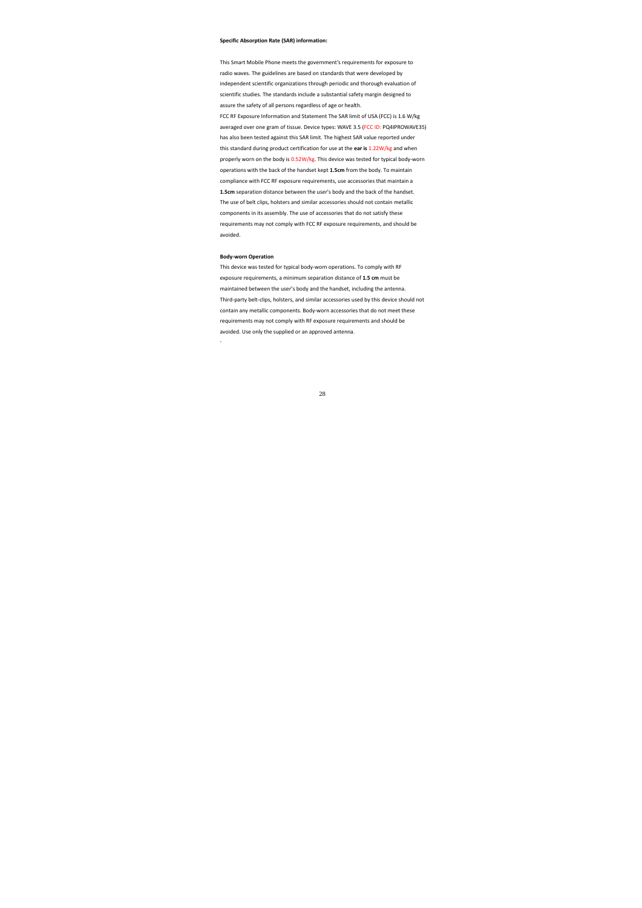**Specific Absorption Rate (SAR) information:**

This Smart Mobile Phone meets the government's requirements for exposure to radio waves. The guidelines are based on standards that were developed by independent scientific organizations through periodic and thorough evaluation of scientific studies. The standards include a substantial safety margin designed to assure the safety of all persons regardless of age or health.

FCC RF Exposure Information and Statement The SAR limit of USA (FCC) is 1.6 W/kg averaged over one gram of tissue. Device types: WAVE 3.5 (FCC ID: PQ4IPROWAVE35) has also been tested against this SAR limit. The highest SAR value reported under this standard during product certification for use at the **ear is** 1.22W/kg and when properly worn on the body is 0.52W/kg. This device was tested for typical body-worn operations with the back of the handset kept **1.5cm** from the body. To maintain compliance with FCC RF exposure requirements, use accessories that maintain a **1.5cm** separation distance between the user's body and the back of the handset. The use of belt clips, holsters and similar accessories should not contain metallic components in its assembly. The use of accessories that do not satisfy these requirements may not comply with FCC RF exposure requirements, and should be avoided.

**Body-worn Operation**

This device was tested for typical body-worn operations. To comply with RF exposure requirements, a minimum separation distance of **1.5 cm** must be maintained between the user's body and the handset, including the antenna. Third-party belt-clips, holsters, and similar accessories used by this device should not contain any metallic components. Body-worn accessories that do not meet these requirements may not comply with RF exposure requirements and should be avoided. Use only the supplied or an approved antenna.

.